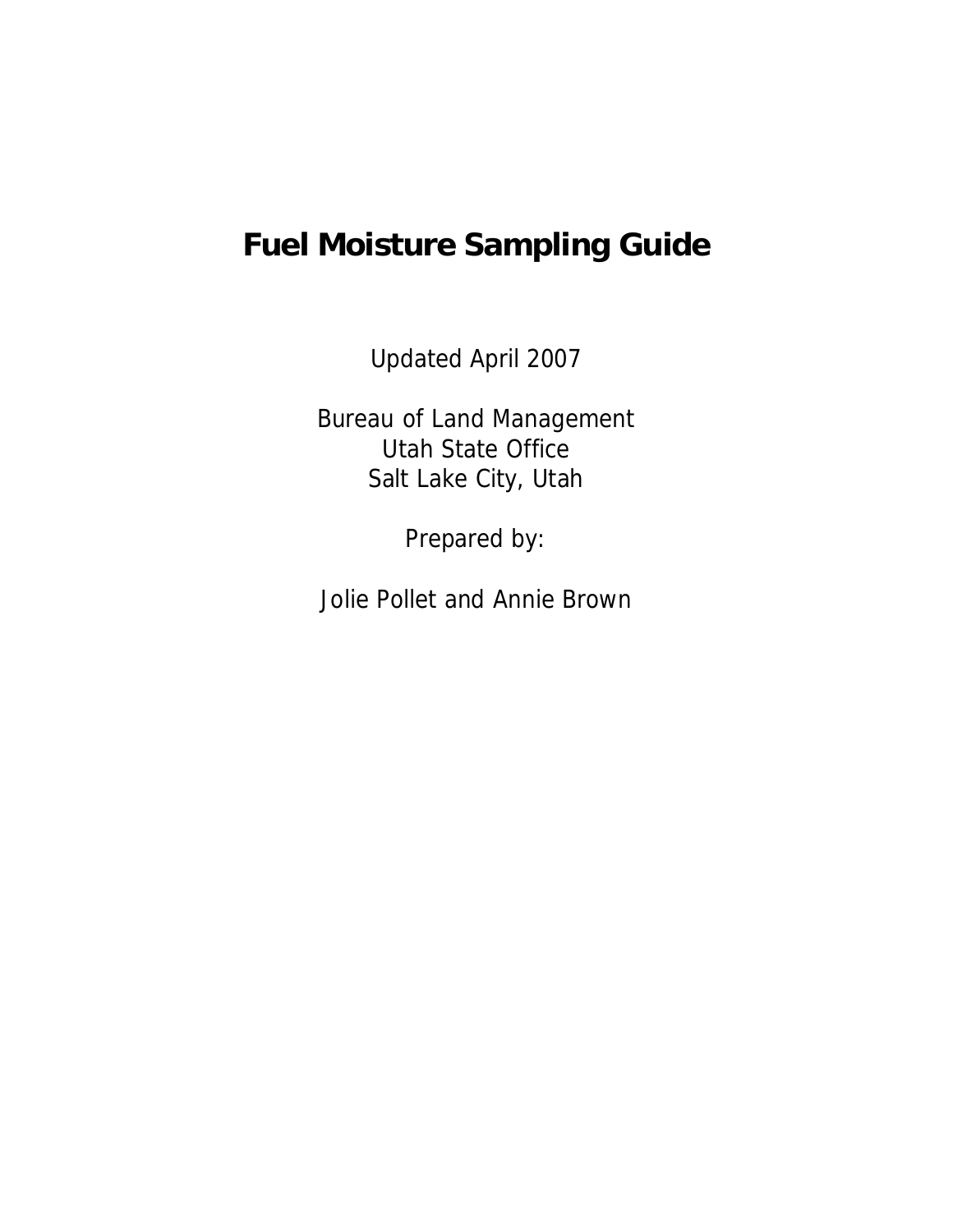# Fuel Moisture Sampling Guide

Updated April 2007

Bureau of Land Management
Utah State Office
Salt Lake City, Utah

Prepared by:

Jolie Pollet and Annie Brown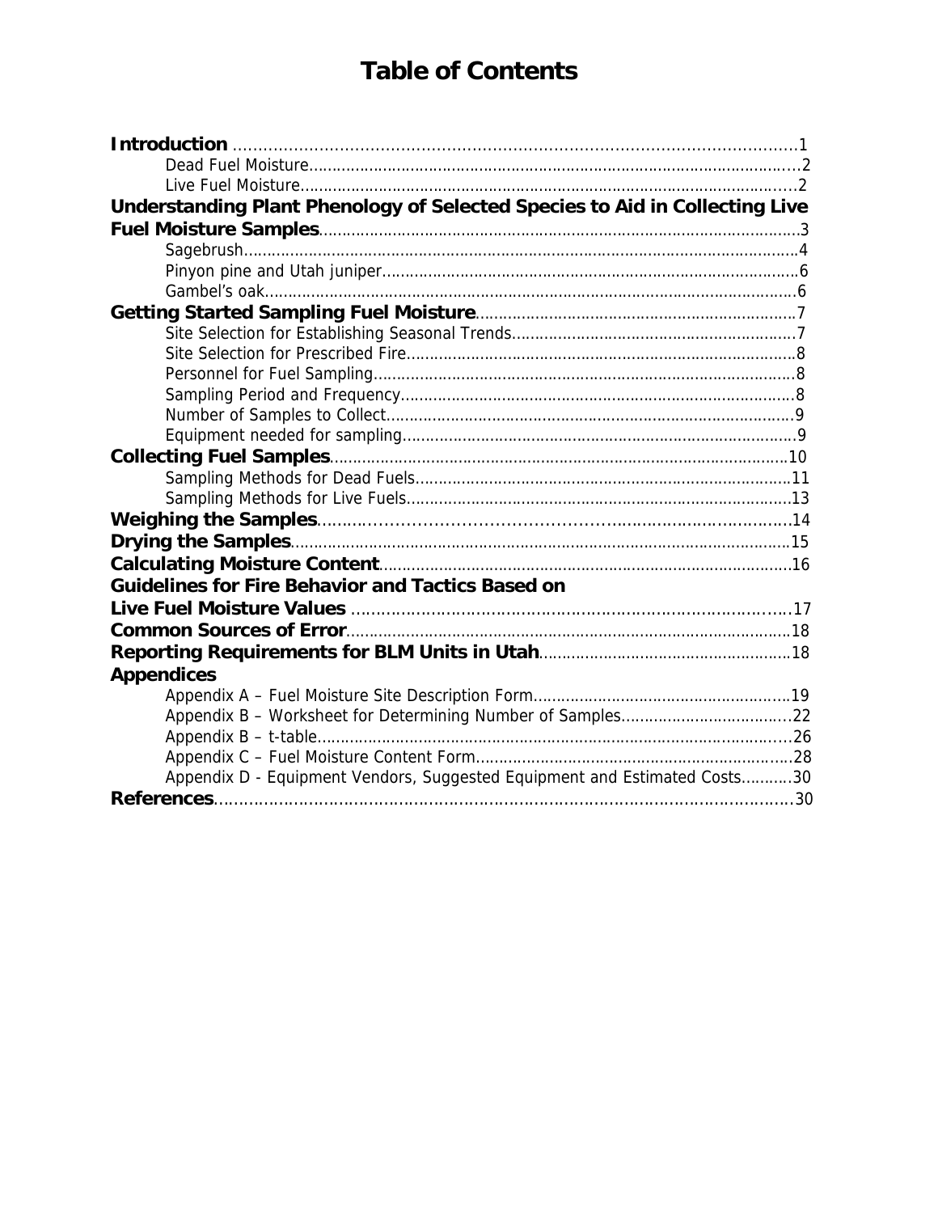# Table of Contents

**Introduction** .......... 1
- Dead Fuel Moisture .......... 2
- Live Fuel Moisture .......... 2

**Understanding Plant Phenology of Selected Species to Aid in Collecting Live Fuel Moisture Samples** .......... 3
- Sagebrush .......... 4
- Pinyon pine and Utah juniper .......... 6
- Gambel's oak .......... 6

**Getting Started Sampling Fuel Moisture** .......... 7
- Site Selection for Establishing Seasonal Trends .......... 7
- Site Selection for Prescribed Fire .......... 8
- Personnel for Fuel Sampling .......... 8
- Sampling Period and Frequency .......... 8
- Number of Samples to Collect .......... 9
- Equipment needed for sampling .......... 9

**Collecting Fuel Samples** .......... 10
- Sampling Methods for Dead Fuels .......... 11
- Sampling Methods for Live Fuels .......... 13

**Weighing the Samples** .......... 14

**Drying the Samples** .......... 15

**Calculating Moisture Content** .......... 16

**Guidelines for Fire Behavior and Tactics Based on Live Fuel Moisture Values** .......... 17

**Common Sources of Error** .......... 18

**Reporting Requirements for BLM Units in Utah** .......... 18

**Appendices**
- Appendix A – Fuel Moisture Site Description Form .......... 19
- Appendix B – Worksheet for Determining Number of Samples .......... 22
- Appendix B – t-table .......... 26
- Appendix C – Fuel Moisture Content Form .......... 28
- Appendix D - Equipment Vendors, Suggested Equipment and Estimated Costs .......... 30

**References** .......... 30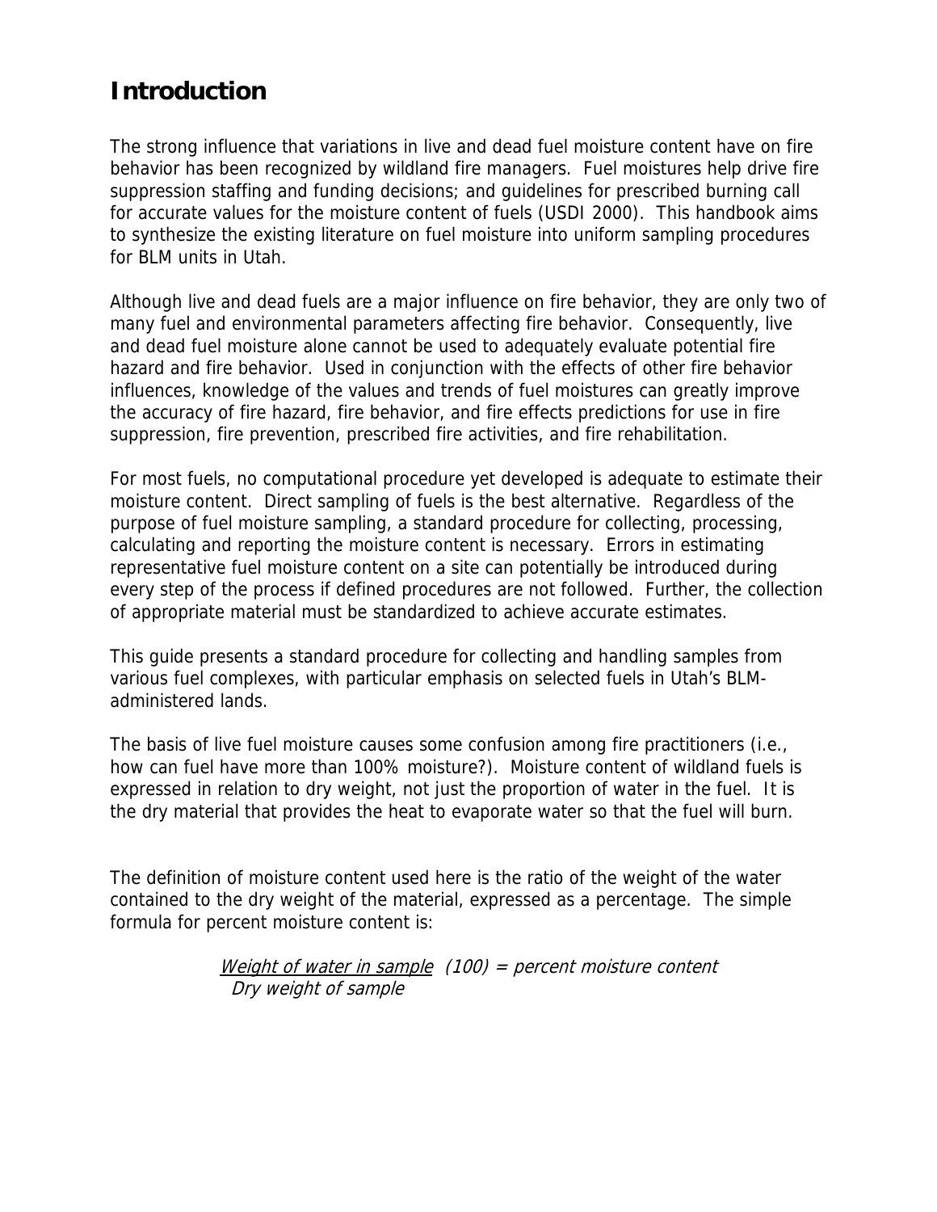# Introduction

The strong influence that variations in live and dead fuel moisture content have on fire behavior has been recognized by wildland fire managers. Fuel moistures help drive fire suppression staffing and funding decisions; and guidelines for prescribed burning call for accurate values for the moisture content of fuels (USDI 2000). This handbook aims to synthesize the existing literature on fuel moisture into uniform sampling procedures for BLM units in Utah.

Although live and dead fuels are a major influence on fire behavior, they are only two of many fuel and environmental parameters affecting fire behavior. Consequently, live and dead fuel moisture alone cannot be used to adequately evaluate potential fire hazard and fire behavior. Used in conjunction with the effects of other fire behavior influences, knowledge of the values and trends of fuel moistures can greatly improve the accuracy of fire hazard, fire behavior, and fire effects predictions for use in fire suppression, fire prevention, prescribed fire activities, and fire rehabilitation.

For most fuels, no computational procedure yet developed is adequate to estimate their moisture content. Direct sampling of fuels is the best alternative. Regardless of the purpose of fuel moisture sampling, a standard procedure for collecting, processing, calculating and reporting the moisture content is necessary. Errors in estimating representative fuel moisture content on a site can potentially be introduced during every step of the process if defined procedures are not followed. Further, the collection of appropriate material must be standardized to achieve accurate estimates.

This guide presents a standard procedure for collecting and handling samples from various fuel complexes, with particular emphasis on selected fuels in Utah's BLM-administered lands.

The basis of live fuel moisture causes some confusion among fire practitioners (i.e., how can fuel have more than 100% moisture?). Moisture content of wildland fuels is expressed in relation to dry weight, not just the proportion of water in the fuel. It is the dry material that provides the heat to evaporate water so that the fuel will burn.

The definition of moisture content used here is the ratio of the weight of the water contained to the dry weight of the material, expressed as a percentage. The simple formula for percent moisture content is:

$$\frac{\text{Weight of water in sample}}{\text{Dry weight of sample}}(100) = \text{percent moisture content}$$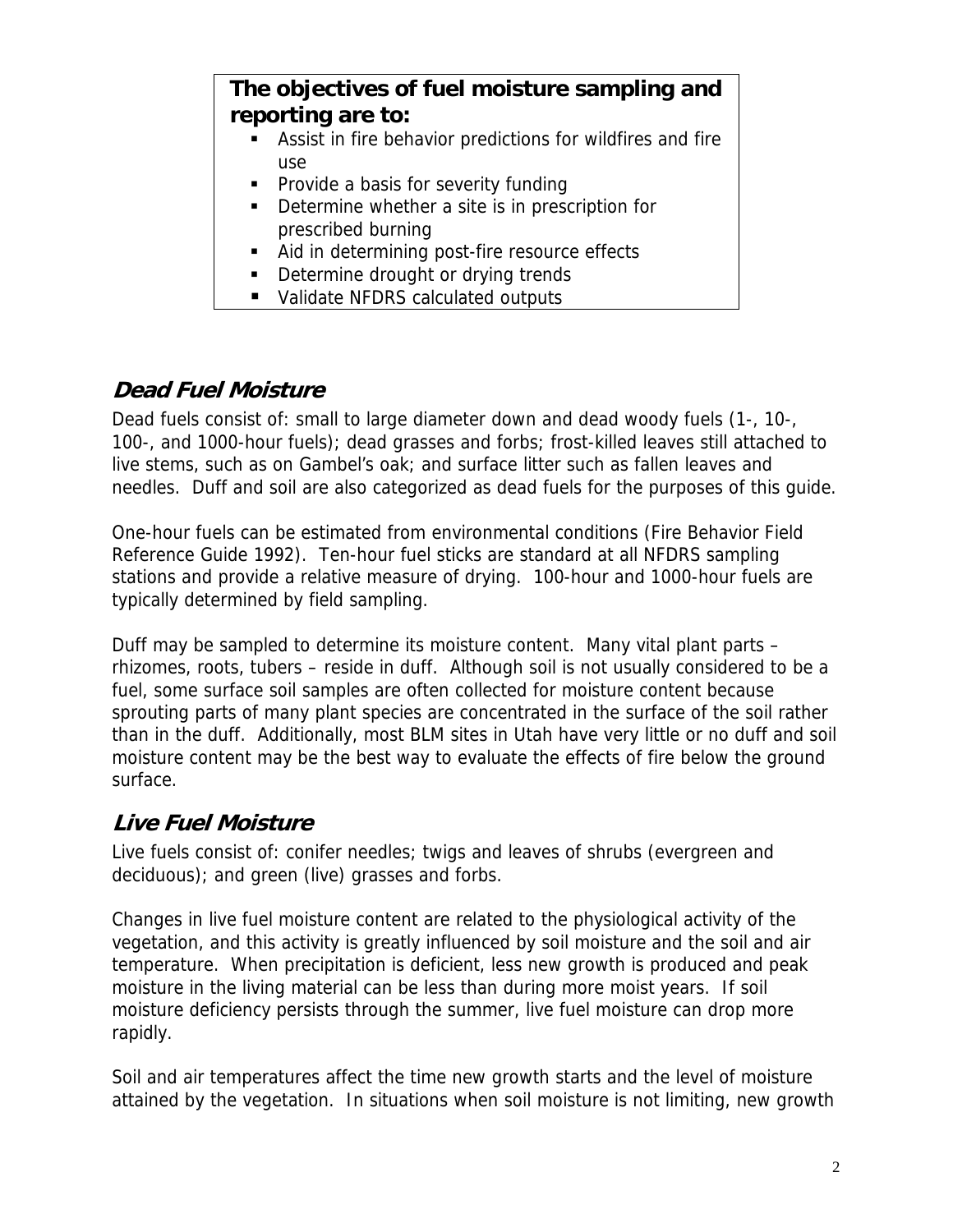**The objectives of fuel moisture sampling and reporting are to:**

- Assist in fire behavior predictions for wildfires and fire use
- Provide a basis for severity funding
- Determine whether a site is in prescription for prescribed burning
- Aid in determining post-fire resource effects
- Determine drought or drying trends
- Validate NFDRS calculated outputs

## *Dead Fuel Moisture*

Dead fuels consist of: small to large diameter down and dead woody fuels (1-, 10-, 100-, and 1000-hour fuels); dead grasses and forbs; frost-killed leaves still attached to live stems, such as on Gambel's oak; and surface litter such as fallen leaves and needles. Duff and soil are also categorized as dead fuels for the purposes of this guide.

One-hour fuels can be estimated from environmental conditions (Fire Behavior Field Reference Guide 1992). Ten-hour fuel sticks are standard at all NFDRS sampling stations and provide a relative measure of drying. 100-hour and 1000-hour fuels are typically determined by field sampling.

Duff may be sampled to determine its moisture content. Many vital plant parts – rhizomes, roots, tubers – reside in duff. Although soil is not usually considered to be a fuel, some surface soil samples are often collected for moisture content because sprouting parts of many plant species are concentrated in the surface of the soil rather than in the duff. Additionally, most BLM sites in Utah have very little or no duff and soil moisture content may be the best way to evaluate the effects of fire below the ground surface.

## *Live Fuel Moisture*

Live fuels consist of: conifer needles; twigs and leaves of shrubs (evergreen and deciduous); and green (live) grasses and forbs.

Changes in live fuel moisture content are related to the physiological activity of the vegetation, and this activity is greatly influenced by soil moisture and the soil and air temperature. When precipitation is deficient, less new growth is produced and peak moisture in the living material can be less than during more moist years. If soil moisture deficiency persists through the summer, live fuel moisture can drop more rapidly.

Soil and air temperatures affect the time new growth starts and the level of moisture attained by the vegetation. In situations when soil moisture is not limiting, new growth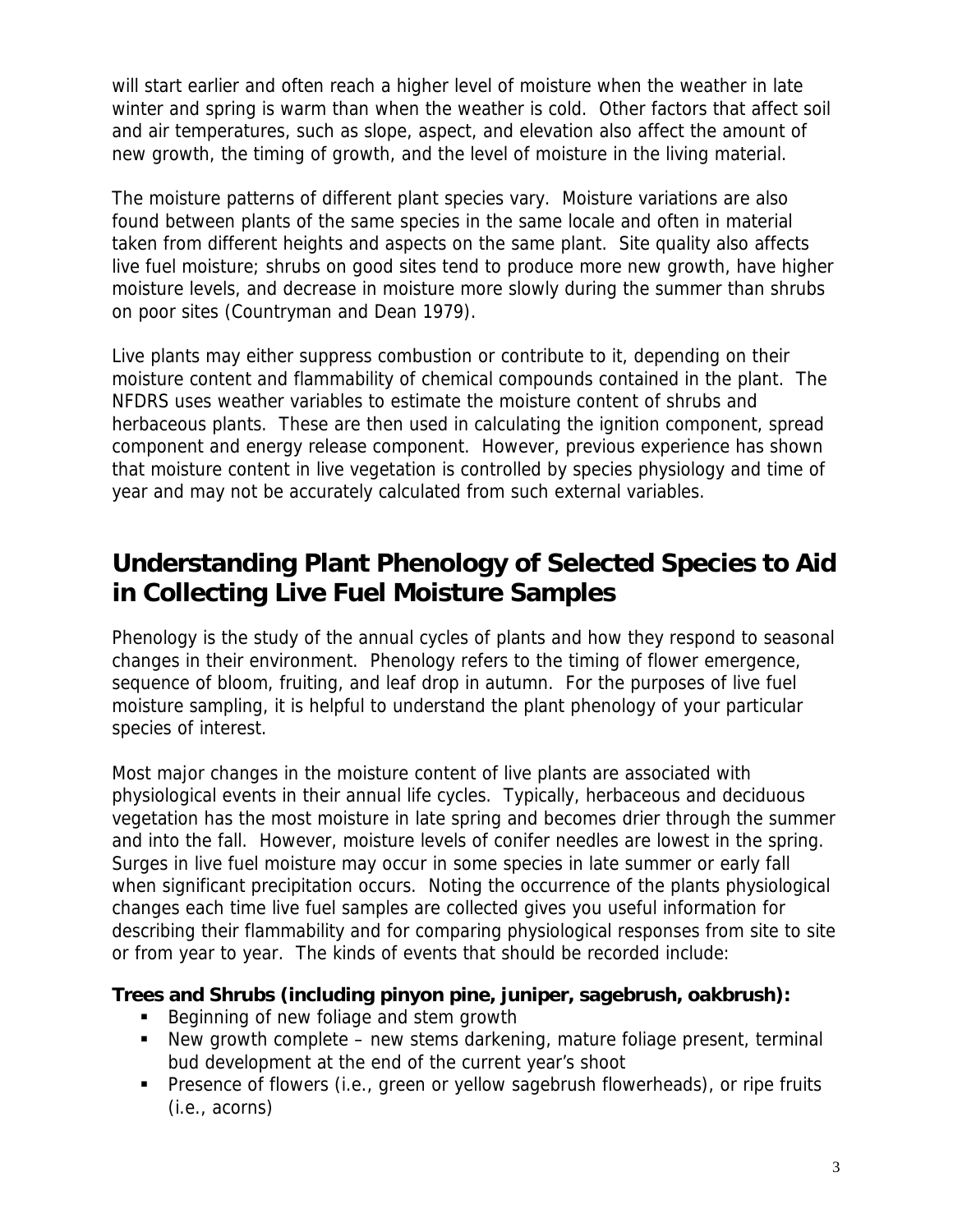will start earlier and often reach a higher level of moisture when the weather in late winter and spring is warm than when the weather is cold. Other factors that affect soil and air temperatures, such as slope, aspect, and elevation also affect the amount of new growth, the timing of growth, and the level of moisture in the living material.

The moisture patterns of different plant species vary. Moisture variations are also found between plants of the same species in the same locale and often in material taken from different heights and aspects on the same plant. Site quality also affects live fuel moisture; shrubs on good sites tend to produce more new growth, have higher moisture levels, and decrease in moisture more slowly during the summer than shrubs on poor sites (Countryman and Dean 1979).

Live plants may either suppress combustion or contribute to it, depending on their moisture content and flammability of chemical compounds contained in the plant. The NFDRS uses weather variables to estimate the moisture content of shrubs and herbaceous plants. These are then used in calculating the ignition component, spread component and energy release component. However, previous experience has shown that moisture content in live vegetation is controlled by species physiology and time of year and may not be accurately calculated from such external variables.

## Understanding Plant Phenology of Selected Species to Aid in Collecting Live Fuel Moisture Samples

Phenology is the study of the annual cycles of plants and how they respond to seasonal changes in their environment. Phenology refers to the timing of flower emergence, sequence of bloom, fruiting, and leaf drop in autumn. For the purposes of live fuel moisture sampling, it is helpful to understand the plant phenology of your particular species of interest.

Most major changes in the moisture content of live plants are associated with physiological events in their annual life cycles. Typically, herbaceous and deciduous vegetation has the most moisture in late spring and becomes drier through the summer and into the fall. However, moisture levels of conifer needles are lowest in the spring. Surges in live fuel moisture may occur in some species in late summer or early fall when significant precipitation occurs. Noting the occurrence of the plants physiological changes each time live fuel samples are collected gives you useful information for describing their flammability and for comparing physiological responses from site to site or from year to year. The kinds of events that should be recorded include:

**Trees and Shrubs (including pinyon pine, juniper, sagebrush, oakbrush):**

- Beginning of new foliage and stem growth
- New growth complete – new stems darkening, mature foliage present, terminal bud development at the end of the current year's shoot
- Presence of flowers (i.e., green or yellow sagebrush flowerheads), or ripe fruits (i.e., acorns)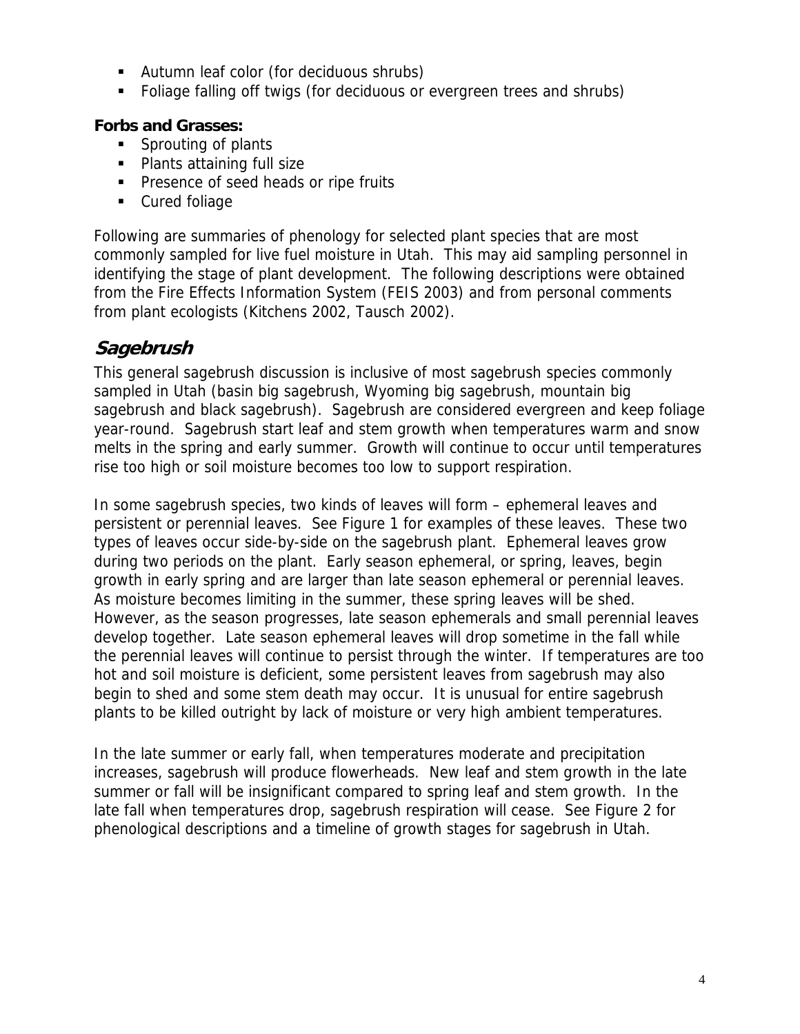- Autumn leaf color (for deciduous shrubs)
- Foliage falling off twigs (for deciduous or evergreen trees and shrubs)

**Forbs and Grasses:**

- Sprouting of plants
- Plants attaining full size
- Presence of seed heads or ripe fruits
- Cured foliage

Following are summaries of phenology for selected plant species that are most commonly sampled for live fuel moisture in Utah. This may aid sampling personnel in identifying the stage of plant development. The following descriptions were obtained from the Fire Effects Information System (FEIS 2003) and from personal comments from plant ecologists (Kitchens 2002, Tausch 2002).

## *Sagebrush*

This general sagebrush discussion is inclusive of most sagebrush species commonly sampled in Utah (basin big sagebrush, Wyoming big sagebrush, mountain big sagebrush and black sagebrush). Sagebrush are considered evergreen and keep foliage year-round. Sagebrush start leaf and stem growth when temperatures warm and snow melts in the spring and early summer. Growth will continue to occur until temperatures rise too high or soil moisture becomes too low to support respiration.

In some sagebrush species, two kinds of leaves will form – ephemeral leaves and persistent or perennial leaves. See Figure 1 for examples of these leaves. These two types of leaves occur side-by-side on the sagebrush plant. Ephemeral leaves grow during two periods on the plant. Early season ephemeral, or spring, leaves, begin growth in early spring and are larger than late season ephemeral or perennial leaves. As moisture becomes limiting in the summer, these spring leaves will be shed. However, as the season progresses, late season ephemerals and small perennial leaves develop together. Late season ephemeral leaves will drop sometime in the fall while the perennial leaves will continue to persist through the winter. If temperatures are too hot and soil moisture is deficient, some persistent leaves from sagebrush may also begin to shed and some stem death may occur. It is unusual for entire sagebrush plants to be killed outright by lack of moisture or very high ambient temperatures.

In the late summer or early fall, when temperatures moderate and precipitation increases, sagebrush will produce flowerheads. New leaf and stem growth in the late summer or fall will be insignificant compared to spring leaf and stem growth. In the late fall when temperatures drop, sagebrush respiration will cease. See Figure 2 for phenological descriptions and a timeline of growth stages for sagebrush in Utah.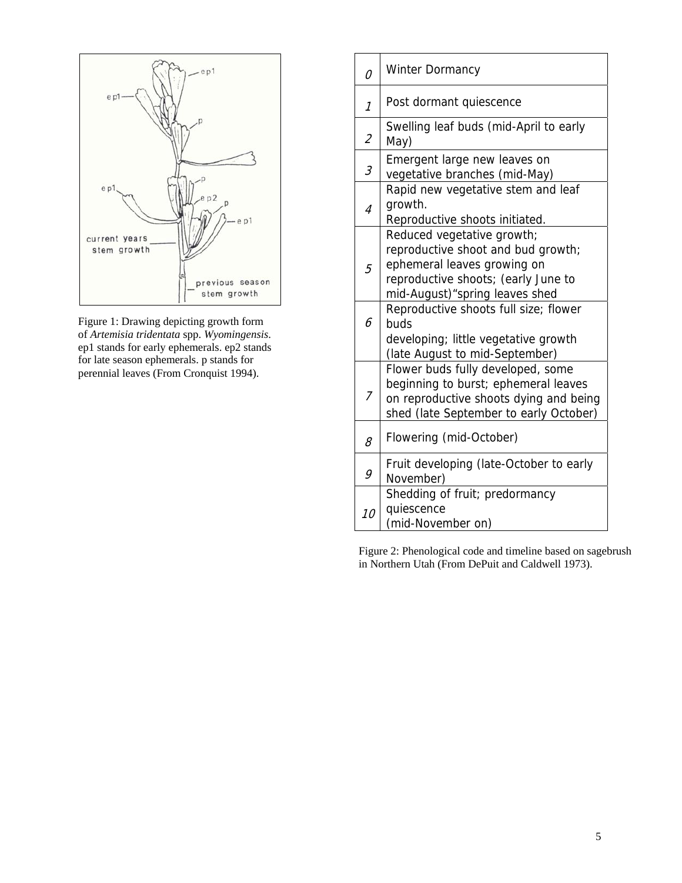Figure 1: Drawing depicting growth form of *Artemisia tridentata* spp. *Wyomingensis*. ep1 stands for early ephemerals. ep2 stands for late season ephemerals. p stands for perennial leaves (From Cronquist 1994).

| | |
|---|---|
| *0* | Winter Dormancy |
| *1* | Post dormant quiescence |
| *2* | Swelling leaf buds (mid-April to early May) |
| *3* | Emergent large new leaves on vegetative branches (mid-May) |
| *4* | Rapid new vegetative stem and leaf growth.<br>Reproductive shoots initiated. |
| *5* | Reduced vegetative growth; reproductive shoot and bud growth; ephemeral leaves growing on reproductive shoots; (early June to mid-August)"spring leaves shed |
| *6* | Reproductive shoots full size; flower buds<br>developing; little vegetative growth (late August to mid-September) |
| *7* | Flower buds fully developed, some beginning to burst; ephemeral leaves on reproductive shoots dying and being shed (late September to early October) |
| *8* | Flowering (mid-October) |
| *9* | Fruit developing (late-October to early November) |
| *10* | Shedding of fruit; predormancy quiescence<br>(mid-November on) |

Figure 2: Phenological code and timeline based on sagebrush in Northern Utah (From DePuit and Caldwell 1973).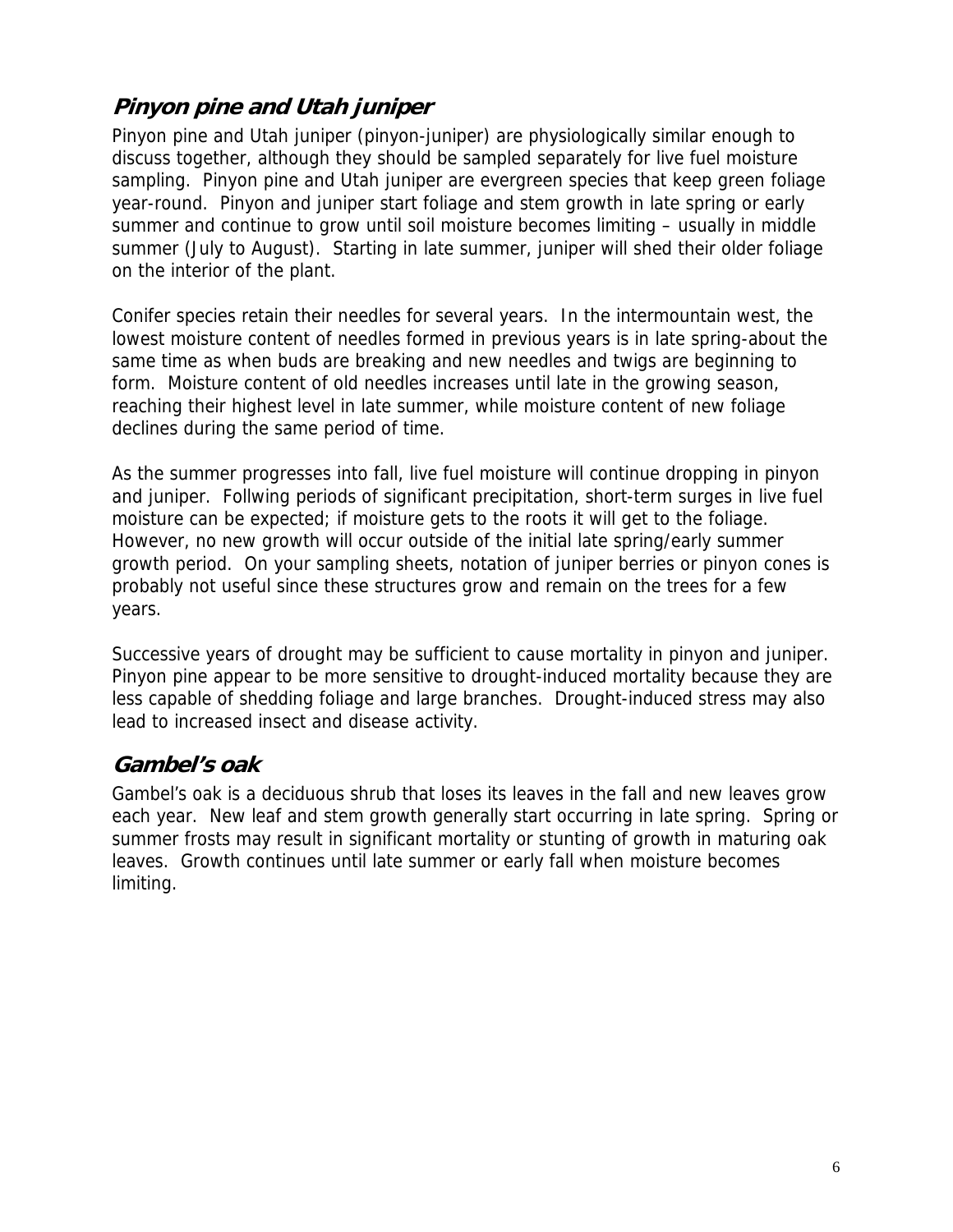## *Pinyon pine and Utah juniper*

Pinyon pine and Utah juniper (pinyon-juniper) are physiologically similar enough to discuss together, although they should be sampled separately for live fuel moisture sampling. Pinyon pine and Utah juniper are evergreen species that keep green foliage year-round. Pinyon and juniper start foliage and stem growth in late spring or early summer and continue to grow until soil moisture becomes limiting – usually in middle summer (July to August). Starting in late summer, juniper will shed their older foliage on the interior of the plant.

Conifer species retain their needles for several years. In the intermountain west, the lowest moisture content of needles formed in previous years is in late spring-about the same time as when buds are breaking and new needles and twigs are beginning to form. Moisture content of old needles increases until late in the growing season, reaching their highest level in late summer, while moisture content of new foliage declines during the same period of time.

As the summer progresses into fall, live fuel moisture will continue dropping in pinyon and juniper. Follwing periods of significant precipitation, short-term surges in live fuel moisture can be expected; if moisture gets to the roots it will get to the foliage. However, no new growth will occur outside of the initial late spring/early summer growth period. On your sampling sheets, notation of juniper berries or pinyon cones is probably not useful since these structures grow and remain on the trees for a few years.

Successive years of drought may be sufficient to cause mortality in pinyon and juniper. Pinyon pine appear to be more sensitive to drought-induced mortality because they are less capable of shedding foliage and large branches. Drought-induced stress may also lead to increased insect and disease activity.

## *Gambel's oak*

Gambel's oak is a deciduous shrub that loses its leaves in the fall and new leaves grow each year. New leaf and stem growth generally start occurring in late spring. Spring or summer frosts may result in significant mortality or stunting of growth in maturing oak leaves. Growth continues until late summer or early fall when moisture becomes limiting.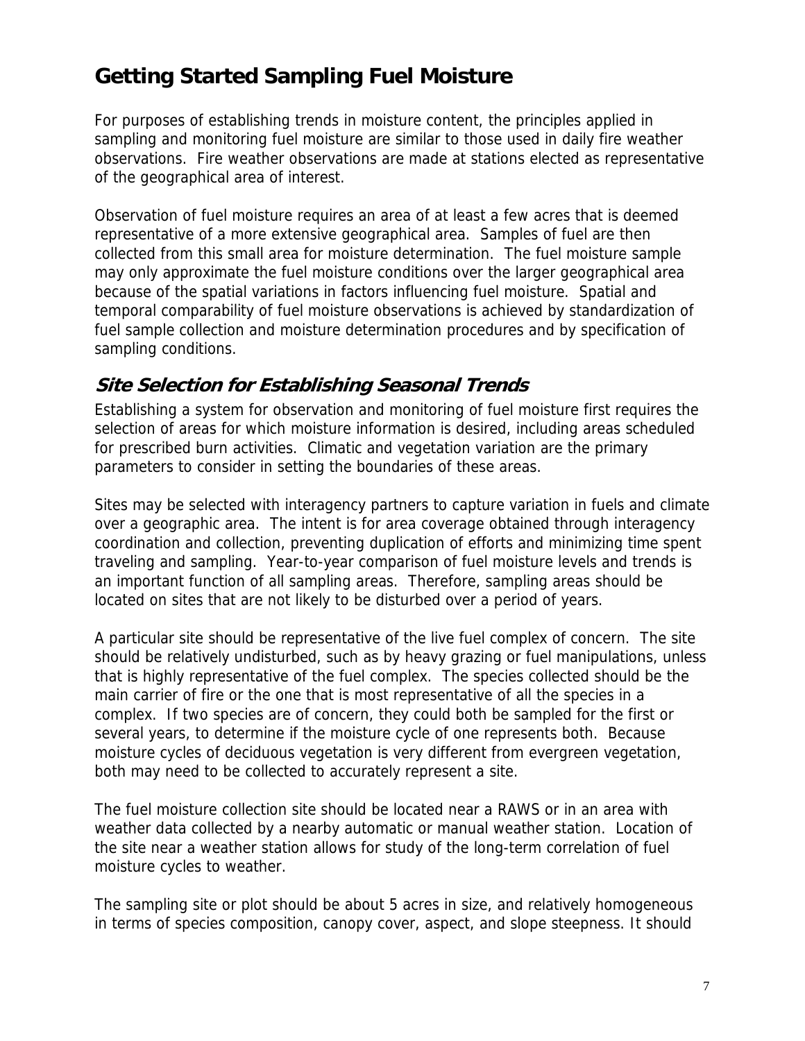## Getting Started Sampling Fuel Moisture

For purposes of establishing trends in moisture content, the principles applied in sampling and monitoring fuel moisture are similar to those used in daily fire weather observations. Fire weather observations are made at stations elected as representative of the geographical area of interest.

Observation of fuel moisture requires an area of at least a few acres that is deemed representative of a more extensive geographical area. Samples of fuel are then collected from this small area for moisture determination. The fuel moisture sample may only approximate the fuel moisture conditions over the larger geographical area because of the spatial variations in factors influencing fuel moisture. Spatial and temporal comparability of fuel moisture observations is achieved by standardization of fuel sample collection and moisture determination procedures and by specification of sampling conditions.

### *Site Selection for Establishing Seasonal Trends*

Establishing a system for observation and monitoring of fuel moisture first requires the selection of areas for which moisture information is desired, including areas scheduled for prescribed burn activities. Climatic and vegetation variation are the primary parameters to consider in setting the boundaries of these areas.

Sites may be selected with interagency partners to capture variation in fuels and climate over a geographic area. The intent is for area coverage obtained through interagency coordination and collection, preventing duplication of efforts and minimizing time spent traveling and sampling. Year-to-year comparison of fuel moisture levels and trends is an important function of all sampling areas. Therefore, sampling areas should be located on sites that are not likely to be disturbed over a period of years.

A particular site should be representative of the live fuel complex of concern. The site should be relatively undisturbed, such as by heavy grazing or fuel manipulations, unless that is highly representative of the fuel complex. The species collected should be the main carrier of fire or the one that is most representative of all the species in a complex. If two species are of concern, they could both be sampled for the first or several years, to determine if the moisture cycle of one represents both. Because moisture cycles of deciduous vegetation is very different from evergreen vegetation, both may need to be collected to accurately represent a site.

The fuel moisture collection site should be located near a RAWS or in an area with weather data collected by a nearby automatic or manual weather station. Location of the site near a weather station allows for study of the long-term correlation of fuel moisture cycles to weather.

The sampling site or plot should be about 5 acres in size, and relatively homogeneous in terms of species composition, canopy cover, aspect, and slope steepness. It should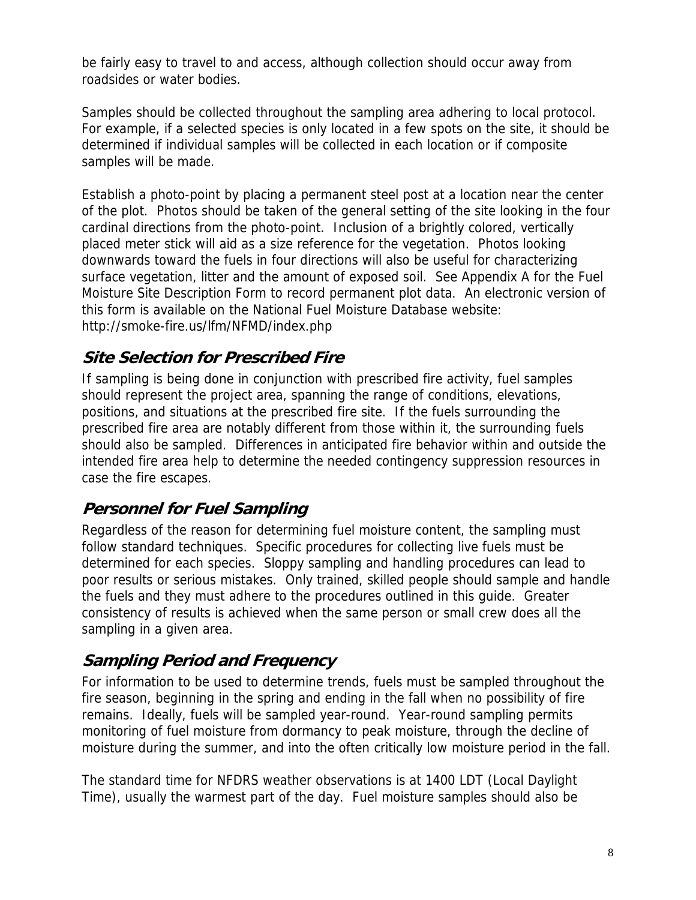be fairly easy to travel to and access, although collection should occur away from roadsides or water bodies.

Samples should be collected throughout the sampling area adhering to local protocol. For example, if a selected species is only located in a few spots on the site, it should be determined if individual samples will be collected in each location or if composite samples will be made.

Establish a photo-point by placing a permanent steel post at a location near the center of the plot. Photos should be taken of the general setting of the site looking in the four cardinal directions from the photo-point. Inclusion of a brightly colored, vertically placed meter stick will aid as a size reference for the vegetation. Photos looking downwards toward the fuels in four directions will also be useful for characterizing surface vegetation, litter and the amount of exposed soil. See Appendix A for the Fuel Moisture Site Description Form to record permanent plot data. An electronic version of this form is available on the National Fuel Moisture Database website: http://smoke-fire.us/lfm/NFMD/index.php

## *Site Selection for Prescribed Fire*

If sampling is being done in conjunction with prescribed fire activity, fuel samples should represent the project area, spanning the range of conditions, elevations, positions, and situations at the prescribed fire site. If the fuels surrounding the prescribed fire area are notably different from those within it, the surrounding fuels should also be sampled. Differences in anticipated fire behavior within and outside the intended fire area help to determine the needed contingency suppression resources in case the fire escapes.

## *Personnel for Fuel Sampling*

Regardless of the reason for determining fuel moisture content, the sampling must follow standard techniques. Specific procedures for collecting live fuels must be determined for each species. Sloppy sampling and handling procedures can lead to poor results or serious mistakes. Only trained, skilled people should sample and handle the fuels and they must adhere to the procedures outlined in this guide. Greater consistency of results is achieved when the same person or small crew does all the sampling in a given area.

## *Sampling Period and Frequency*

For information to be used to determine trends, fuels must be sampled throughout the fire season, beginning in the spring and ending in the fall when no possibility of fire remains. Ideally, fuels will be sampled year-round. Year-round sampling permits monitoring of fuel moisture from dormancy to peak moisture, through the decline of moisture during the summer, and into the often critically low moisture period in the fall.

The standard time for NFDRS weather observations is at 1400 LDT (Local Daylight Time), usually the warmest part of the day. Fuel moisture samples should also be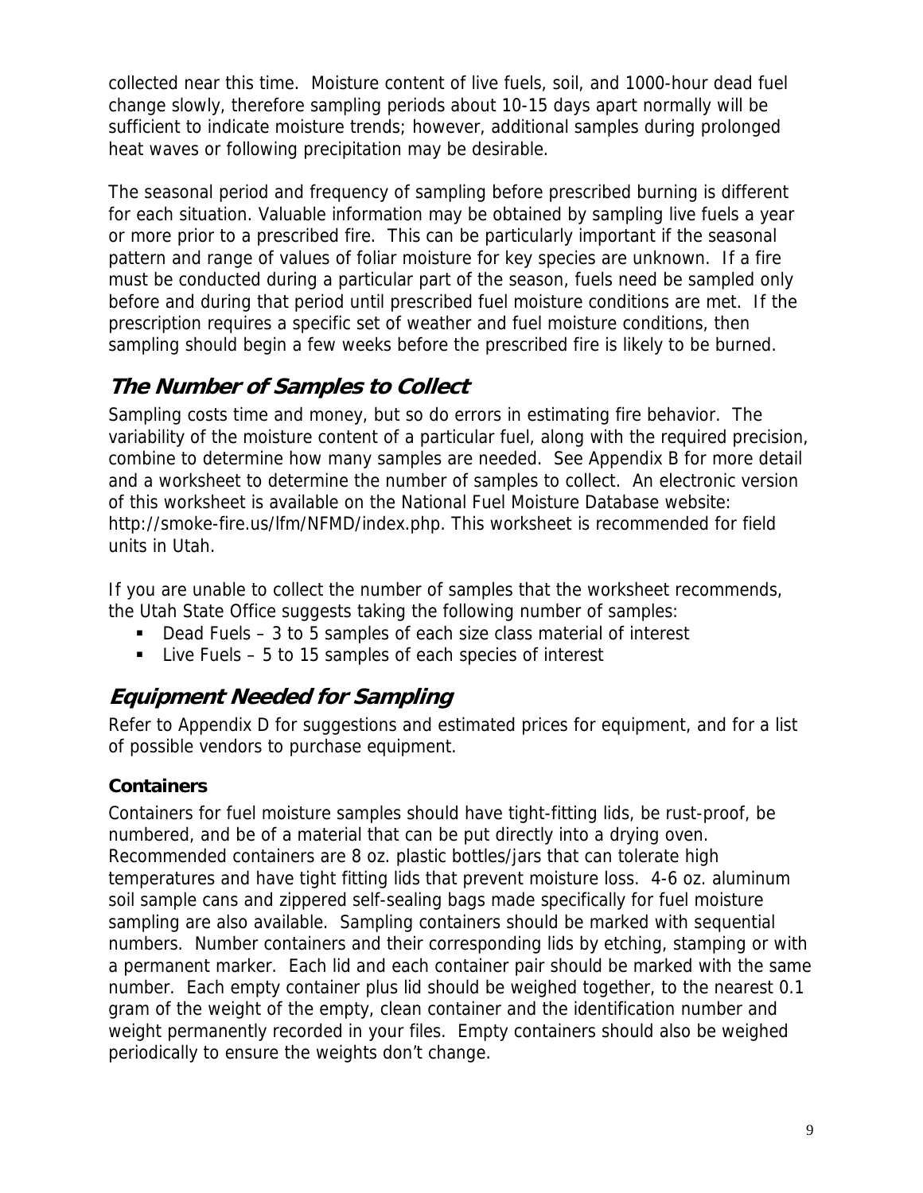collected near this time. Moisture content of live fuels, soil, and 1000-hour dead fuel change slowly, therefore sampling periods about 10-15 days apart normally will be sufficient to indicate moisture trends; however, additional samples during prolonged heat waves or following precipitation may be desirable.

The seasonal period and frequency of sampling before prescribed burning is different for each situation. Valuable information may be obtained by sampling live fuels a year or more prior to a prescribed fire. This can be particularly important if the seasonal pattern and range of values of foliar moisture for key species are unknown. If a fire must be conducted during a particular part of the season, fuels need be sampled only before and during that period until prescribed fuel moisture conditions are met. If the prescription requires a specific set of weather and fuel moisture conditions, then sampling should begin a few weeks before the prescribed fire is likely to be burned.

## *The Number of Samples to Collect*

Sampling costs time and money, but so do errors in estimating fire behavior. The variability of the moisture content of a particular fuel, along with the required precision, combine to determine how many samples are needed. See Appendix B for more detail and a worksheet to determine the number of samples to collect. An electronic version of this worksheet is available on the National Fuel Moisture Database website: http://smoke-fire.us/lfm/NFMD/index.php. This worksheet is recommended for field units in Utah.

If you are unable to collect the number of samples that the worksheet recommends, the Utah State Office suggests taking the following number of samples:

- Dead Fuels – 3 to 5 samples of each size class material of interest
- Live Fuels – 5 to 15 samples of each species of interest

## *Equipment Needed for Sampling*

Refer to Appendix D for suggestions and estimated prices for equipment, and for a list of possible vendors to purchase equipment.

### **Containers**

Containers for fuel moisture samples should have tight-fitting lids, be rust-proof, be numbered, and be of a material that can be put directly into a drying oven. Recommended containers are 8 oz. plastic bottles/jars that can tolerate high temperatures and have tight fitting lids that prevent moisture loss. 4-6 oz. aluminum soil sample cans and zippered self-sealing bags made specifically for fuel moisture sampling are also available. Sampling containers should be marked with sequential numbers. Number containers and their corresponding lids by etching, stamping or with a permanent marker. Each lid and each container pair should be marked with the same number. Each empty container plus lid should be weighed together, to the nearest 0.1 gram of the weight of the empty, clean container and the identification number and weight permanently recorded in your files. Empty containers should also be weighed periodically to ensure the weights don't change.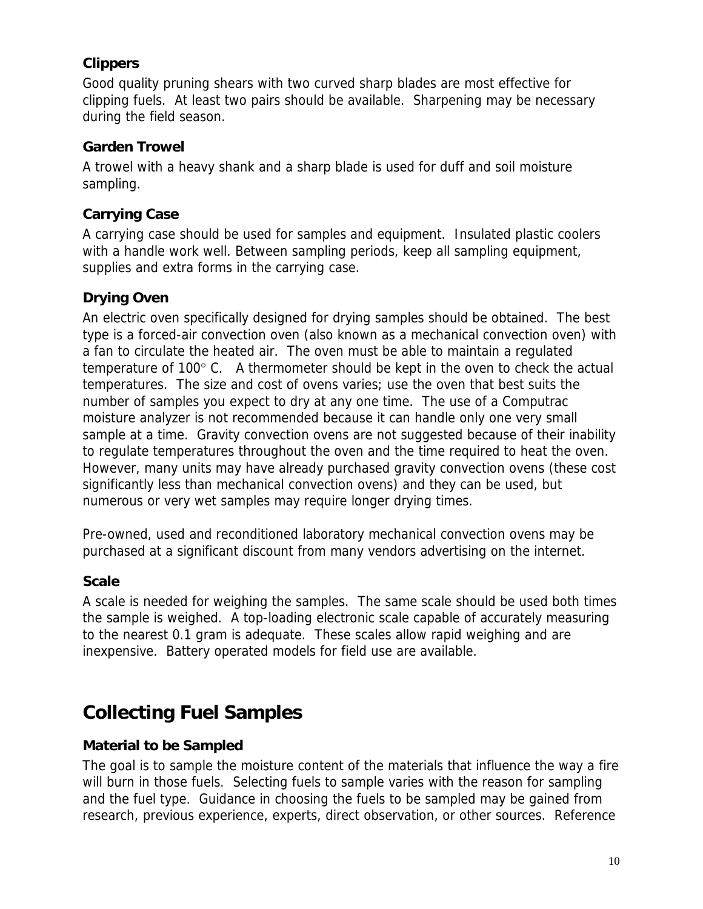### Clippers

Good quality pruning shears with two curved sharp blades are most effective for clipping fuels. At least two pairs should be available. Sharpening may be necessary during the field season.

### Garden Trowel

A trowel with a heavy shank and a sharp blade is used for duff and soil moisture sampling.

### Carrying Case

A carrying case should be used for samples and equipment. Insulated plastic coolers with a handle work well. Between sampling periods, keep all sampling equipment, supplies and extra forms in the carrying case.

### Drying Oven

An electric oven specifically designed for drying samples should be obtained. The best type is a forced-air convection oven (also known as a mechanical convection oven) with a fan to circulate the heated air. The oven must be able to maintain a regulated temperature of 100° C. A thermometer should be kept in the oven to check the actual temperatures. The size and cost of ovens varies; use the oven that best suits the number of samples you expect to dry at any one time. The use of a Computrac moisture analyzer is not recommended because it can handle only one very small sample at a time. Gravity convection ovens are not suggested because of their inability to regulate temperatures throughout the oven and the time required to heat the oven. However, many units may have already purchased gravity convection ovens (these cost significantly less than mechanical convection ovens) and they can be used, but numerous or very wet samples may require longer drying times.

Pre-owned, used and reconditioned laboratory mechanical convection ovens may be purchased at a significant discount from many vendors advertising on the internet.

### Scale

A scale is needed for weighing the samples. The same scale should be used both times the sample is weighed. A top-loading electronic scale capable of accurately measuring to the nearest 0.1 gram is adequate. These scales allow rapid weighing and are inexpensive. Battery operated models for field use are available.

## Collecting Fuel Samples

### Material to be Sampled

The goal is to sample the moisture content of the materials that influence the way a fire will burn in those fuels. Selecting fuels to sample varies with the reason for sampling and the fuel type. Guidance in choosing the fuels to be sampled may be gained from research, previous experience, experts, direct observation, or other sources. Reference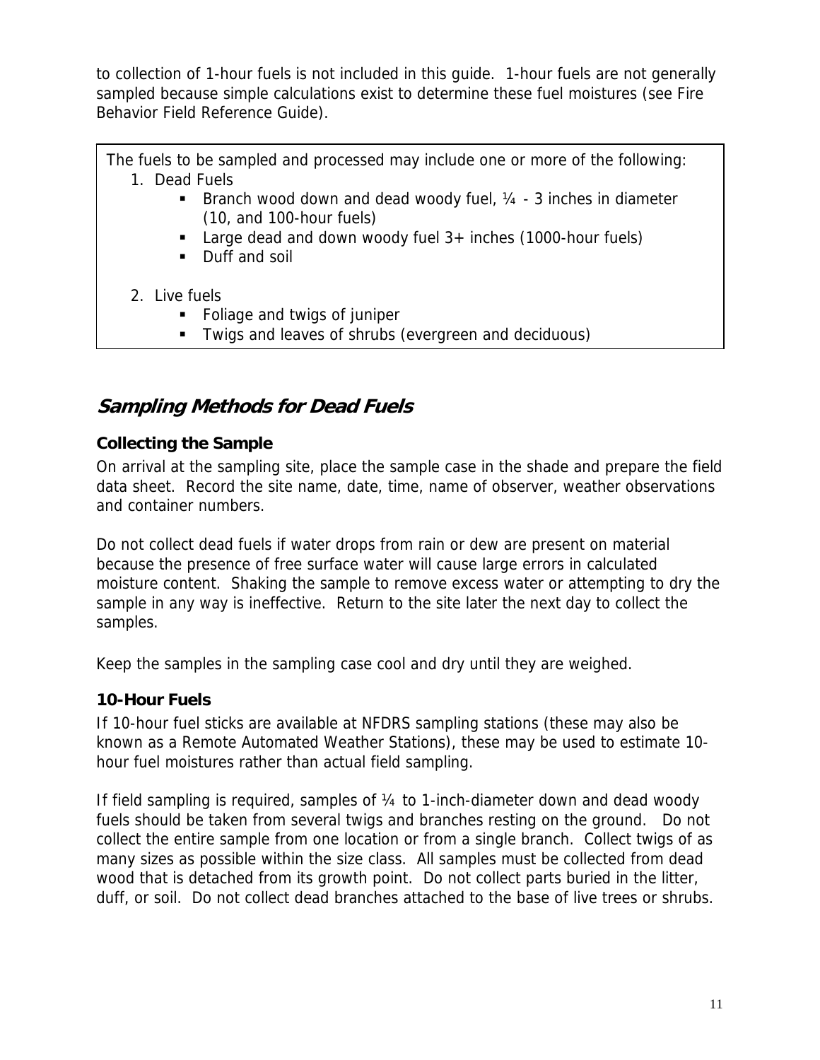to collection of 1-hour fuels is not included in this guide. 1-hour fuels are not generally sampled because simple calculations exist to determine these fuel moistures (see Fire Behavior Field Reference Guide).

The fuels to be sampled and processed may include one or more of the following:

1. Dead Fuels
   - Branch wood down and dead woody fuel, ¼ - 3 inches in diameter (10, and 100-hour fuels)
   - Large dead and down woody fuel 3+ inches (1000-hour fuels)
   - Duff and soil
2. Live fuels
   - Foliage and twigs of juniper
   - Twigs and leaves of shrubs (evergreen and deciduous)

## *Sampling Methods for Dead Fuels*

### Collecting the Sample

On arrival at the sampling site, place the sample case in the shade and prepare the field data sheet. Record the site name, date, time, name of observer, weather observations and container numbers.

Do not collect dead fuels if water drops from rain or dew are present on material because the presence of free surface water will cause large errors in calculated moisture content. Shaking the sample to remove excess water or attempting to dry the sample in any way is ineffective. Return to the site later the next day to collect the samples.

Keep the samples in the sampling case cool and dry until they are weighed.

### 10-Hour Fuels

If 10-hour fuel sticks are available at NFDRS sampling stations (these may also be known as a Remote Automated Weather Stations), these may be used to estimate 10-hour fuel moistures rather than actual field sampling.

If field sampling is required, samples of ¼ to 1-inch-diameter down and dead woody fuels should be taken from several twigs and branches resting on the ground. Do not collect the entire sample from one location or from a single branch. Collect twigs of as many sizes as possible within the size class. All samples must be collected from dead wood that is detached from its growth point. Do not collect parts buried in the litter, duff, or soil. Do not collect dead branches attached to the base of live trees or shrubs.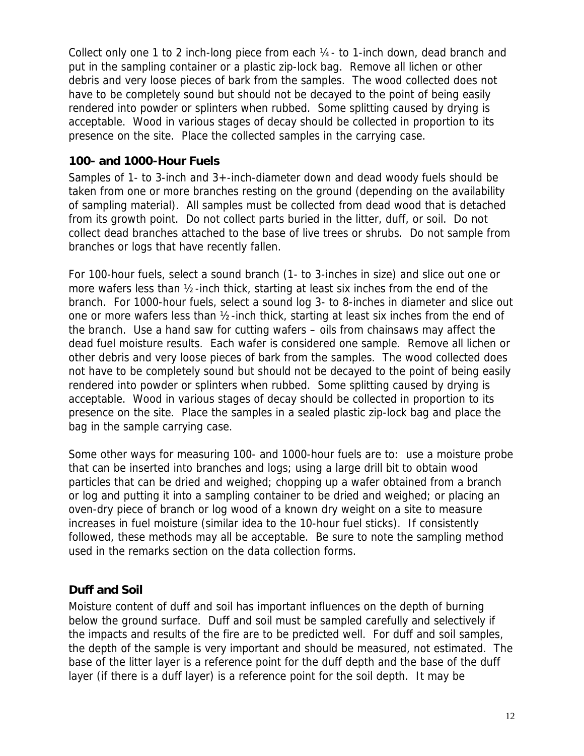Collect only one 1 to 2 inch-long piece from each ¼- to 1-inch down, dead branch and put in the sampling container or a plastic zip-lock bag. Remove all lichen or other debris and very loose pieces of bark from the samples. The wood collected does not have to be completely sound but should not be decayed to the point of being easily rendered into powder or splinters when rubbed. Some splitting caused by drying is acceptable. Wood in various stages of decay should be collected in proportion to its presence on the site. Place the collected samples in the carrying case.

### 100- and 1000-Hour Fuels

Samples of 1- to 3-inch and 3+-inch-diameter down and dead woody fuels should be taken from one or more branches resting on the ground (depending on the availability of sampling material). All samples must be collected from dead wood that is detached from its growth point. Do not collect parts buried in the litter, duff, or soil. Do not collect dead branches attached to the base of live trees or shrubs. Do not sample from branches or logs that have recently fallen.

For 100-hour fuels, select a sound branch (1- to 3-inches in size) and slice out one or more wafers less than ½-inch thick, starting at least six inches from the end of the branch. For 1000-hour fuels, select a sound log 3- to 8-inches in diameter and slice out one or more wafers less than ½-inch thick, starting at least six inches from the end of the branch. Use a hand saw for cutting wafers – oils from chainsaws may affect the dead fuel moisture results. Each wafer is considered one sample. Remove all lichen or other debris and very loose pieces of bark from the samples. The wood collected does not have to be completely sound but should not be decayed to the point of being easily rendered into powder or splinters when rubbed. Some splitting caused by drying is acceptable. Wood in various stages of decay should be collected in proportion to its presence on the site. Place the samples in a sealed plastic zip-lock bag and place the bag in the sample carrying case.

Some other ways for measuring 100- and 1000-hour fuels are to: use a moisture probe that can be inserted into branches and logs; using a large drill bit to obtain wood particles that can be dried and weighed; chopping up a wafer obtained from a branch or log and putting it into a sampling container to be dried and weighed; or placing an oven-dry piece of branch or log wood of a known dry weight on a site to measure increases in fuel moisture (similar idea to the 10-hour fuel sticks). If consistently followed, these methods may all be acceptable. Be sure to note the sampling method used in the remarks section on the data collection forms.

### Duff and Soil

Moisture content of duff and soil has important influences on the depth of burning below the ground surface. Duff and soil must be sampled carefully and selectively if the impacts and results of the fire are to be predicted well. For duff and soil samples, the depth of the sample is very important and should be measured, not estimated. The base of the litter layer is a reference point for the duff depth and the base of the duff layer (if there is a duff layer) is a reference point for the soil depth. It may be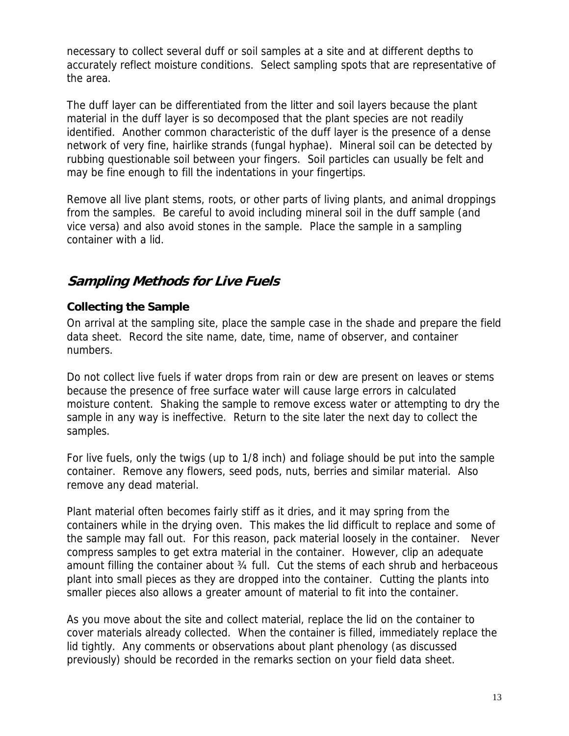necessary to collect several duff or soil samples at a site and at different depths to accurately reflect moisture conditions. Select sampling spots that are representative of the area.

The duff layer can be differentiated from the litter and soil layers because the plant material in the duff layer is so decomposed that the plant species are not readily identified. Another common characteristic of the duff layer is the presence of a dense network of very fine, hairlike strands (fungal hyphae). Mineral soil can be detected by rubbing questionable soil between your fingers. Soil particles can usually be felt and may be fine enough to fill the indentations in your fingertips.

Remove all live plant stems, roots, or other parts of living plants, and animal droppings from the samples. Be careful to avoid including mineral soil in the duff sample (and vice versa) and also avoid stones in the sample. Place the sample in a sampling container with a lid.

## ***Sampling Methods for Live Fuels***

### **Collecting the Sample**

On arrival at the sampling site, place the sample case in the shade and prepare the field data sheet. Record the site name, date, time, name of observer, and container numbers.

Do not collect live fuels if water drops from rain or dew are present on leaves or stems because the presence of free surface water will cause large errors in calculated moisture content. Shaking the sample to remove excess water or attempting to dry the sample in any way is ineffective. Return to the site later the next day to collect the samples.

For live fuels, only the twigs (up to 1/8 inch) and foliage should be put into the sample container. Remove any flowers, seed pods, nuts, berries and similar material. Also remove any dead material.

Plant material often becomes fairly stiff as it dries, and it may spring from the containers while in the drying oven. This makes the lid difficult to replace and some of the sample may fall out. For this reason, pack material loosely in the container. Never compress samples to get extra material in the container. However, clip an adequate amount filling the container about ¾ full. Cut the stems of each shrub and herbaceous plant into small pieces as they are dropped into the container. Cutting the plants into smaller pieces also allows a greater amount of material to fit into the container.

As you move about the site and collect material, replace the lid on the container to cover materials already collected. When the container is filled, immediately replace the lid tightly. Any comments or observations about plant phenology (as discussed previously) should be recorded in the remarks section on your field data sheet.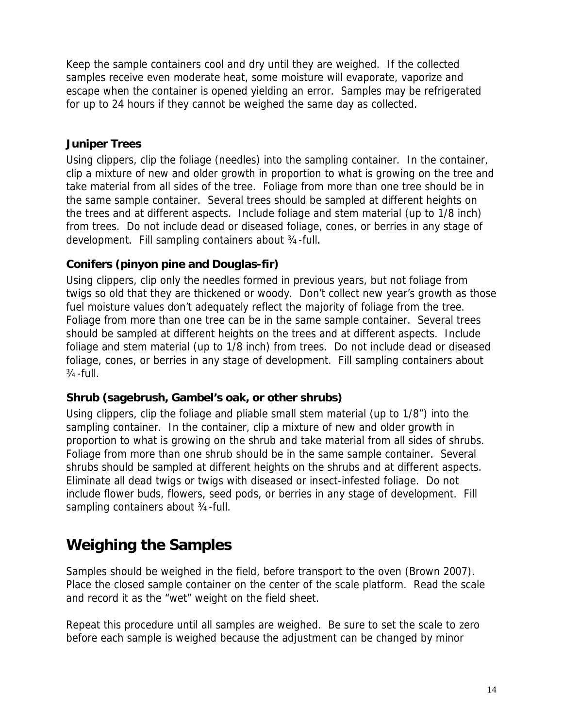Keep the sample containers cool and dry until they are weighed. If the collected samples receive even moderate heat, some moisture will evaporate, vaporize and escape when the container is opened yielding an error. Samples may be refrigerated for up to 24 hours if they cannot be weighed the same day as collected.

### Juniper Trees

Using clippers, clip the foliage (needles) into the sampling container. In the container, clip a mixture of new and older growth in proportion to what is growing on the tree and take material from all sides of the tree. Foliage from more than one tree should be in the same sample container. Several trees should be sampled at different heights on the trees and at different aspects. Include foliage and stem material (up to 1/8 inch) from trees. Do not include dead or diseased foliage, cones, or berries in any stage of development. Fill sampling containers about ¾-full.

### Conifers (pinyon pine and Douglas-fir)

Using clippers, clip only the needles formed in previous years, but not foliage from twigs so old that they are thickened or woody. Don't collect new year's growth as those fuel moisture values don't adequately reflect the majority of foliage from the tree. Foliage from more than one tree can be in the same sample container. Several trees should be sampled at different heights on the trees and at different aspects. Include foliage and stem material (up to 1/8 inch) from trees. Do not include dead or diseased foliage, cones, or berries in any stage of development. Fill sampling containers about ¾-full.

### Shrub (sagebrush, Gambel's oak, or other shrubs)

Using clippers, clip the foliage and pliable small stem material (up to 1/8") into the sampling container. In the container, clip a mixture of new and older growth in proportion to what is growing on the shrub and take material from all sides of shrubs. Foliage from more than one shrub should be in the same sample container. Several shrubs should be sampled at different heights on the shrubs and at different aspects. Eliminate all dead twigs or twigs with diseased or insect-infested foliage. Do not include flower buds, flowers, seed pods, or berries in any stage of development. Fill sampling containers about ¾-full.

## Weighing the Samples

Samples should be weighed in the field, before transport to the oven (Brown 2007). Place the closed sample container on the center of the scale platform. Read the scale and record it as the "wet" weight on the field sheet.

Repeat this procedure until all samples are weighed. Be sure to set the scale to zero before each sample is weighed because the adjustment can be changed by minor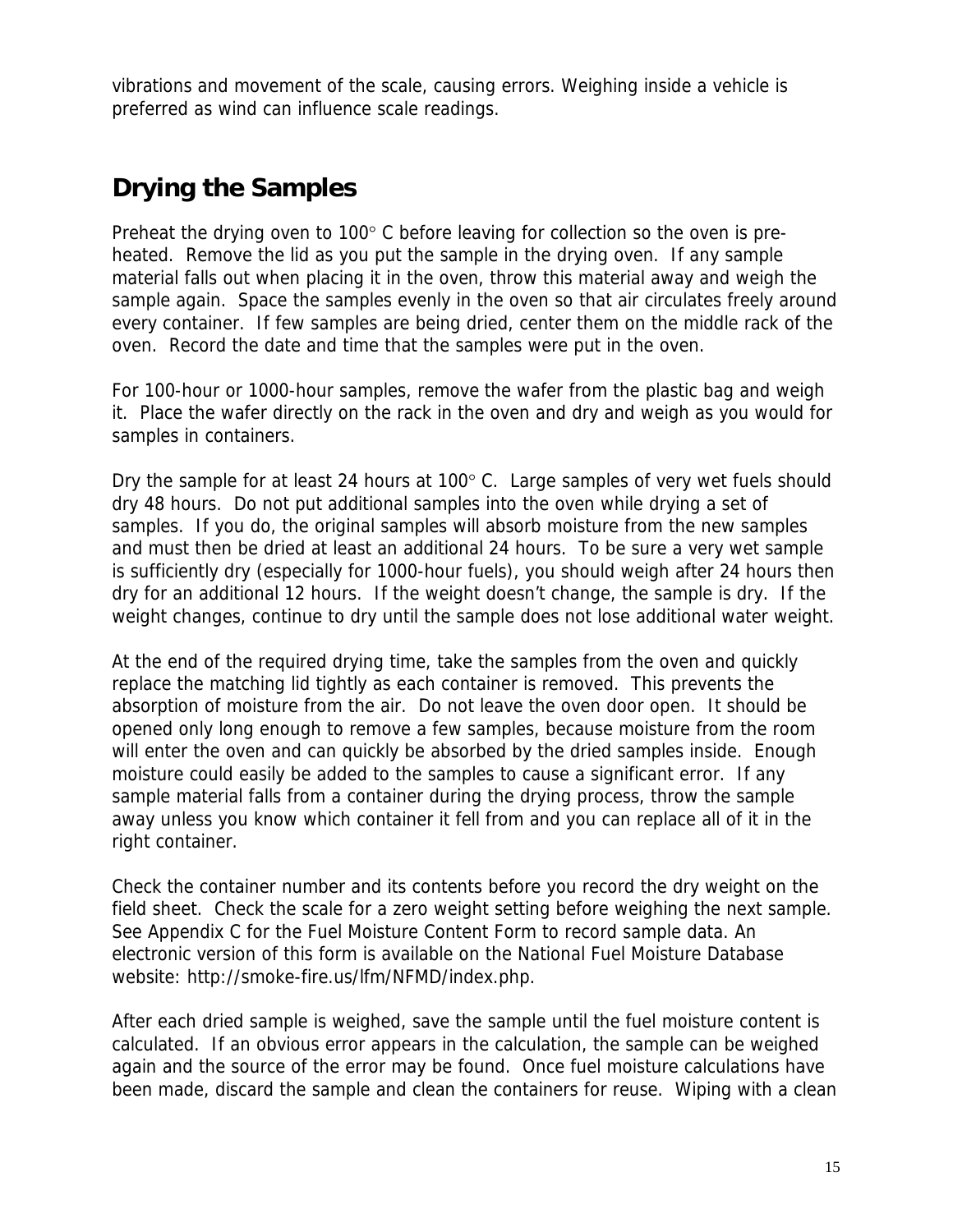vibrations and movement of the scale, causing errors. Weighing inside a vehicle is preferred as wind can influence scale readings.

## Drying the Samples

Preheat the drying oven to 100° C before leaving for collection so the oven is preheated. Remove the lid as you put the sample in the drying oven. If any sample material falls out when placing it in the oven, throw this material away and weigh the sample again. Space the samples evenly in the oven so that air circulates freely around every container. If few samples are being dried, center them on the middle rack of the oven. Record the date and time that the samples were put in the oven.

For 100-hour or 1000-hour samples, remove the wafer from the plastic bag and weigh it. Place the wafer directly on the rack in the oven and dry and weigh as you would for samples in containers.

Dry the sample for at least 24 hours at 100° C. Large samples of very wet fuels should dry 48 hours. Do not put additional samples into the oven while drying a set of samples. If you do, the original samples will absorb moisture from the new samples and must then be dried at least an additional 24 hours. To be sure a very wet sample is sufficiently dry (especially for 1000-hour fuels), you should weigh after 24 hours then dry for an additional 12 hours. If the weight doesn't change, the sample is dry. If the weight changes, continue to dry until the sample does not lose additional water weight.

At the end of the required drying time, take the samples from the oven and quickly replace the matching lid tightly as each container is removed. This prevents the absorption of moisture from the air. Do not leave the oven door open. It should be opened only long enough to remove a few samples, because moisture from the room will enter the oven and can quickly be absorbed by the dried samples inside. Enough moisture could easily be added to the samples to cause a significant error. If any sample material falls from a container during the drying process, throw the sample away unless you know which container it fell from and you can replace all of it in the right container.

Check the container number and its contents before you record the dry weight on the field sheet. Check the scale for a zero weight setting before weighing the next sample. See Appendix C for the Fuel Moisture Content Form to record sample data. An electronic version of this form is available on the National Fuel Moisture Database website: http://smoke-fire.us/lfm/NFMD/index.php.

After each dried sample is weighed, save the sample until the fuel moisture content is calculated. If an obvious error appears in the calculation, the sample can be weighed again and the source of the error may be found. Once fuel moisture calculations have been made, discard the sample and clean the containers for reuse. Wiping with a clean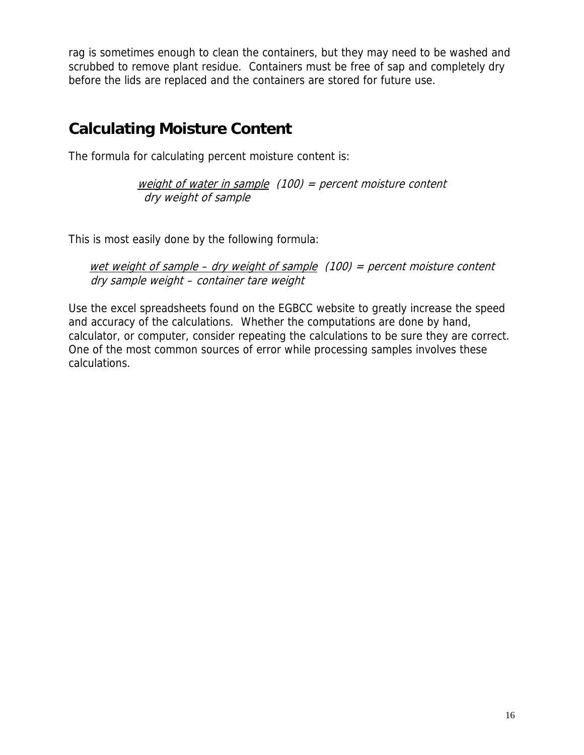rag is sometimes enough to clean the containers, but they may need to be washed and scrubbed to remove plant residue. Containers must be free of sap and completely dry before the lids are replaced and the containers are stored for future use.

## Calculating Moisture Content

The formula for calculating percent moisture content is:

$$\frac{\text{weight of water in sample}}{\text{dry weight of sample}}(100) = \text{percent moisture content}$$

This is most easily done by the following formula:

$$\frac{\text{wet weight of sample} - \text{dry weight of sample}}{\text{dry sample weight} - \text{container tare weight}}(100) = \text{percent moisture content}$$

Use the excel spreadsheets found on the EGBCC website to greatly increase the speed and accuracy of the calculations. Whether the computations are done by hand, calculator, or computer, consider repeating the calculations to be sure they are correct. One of the most common sources of error while processing samples involves these calculations.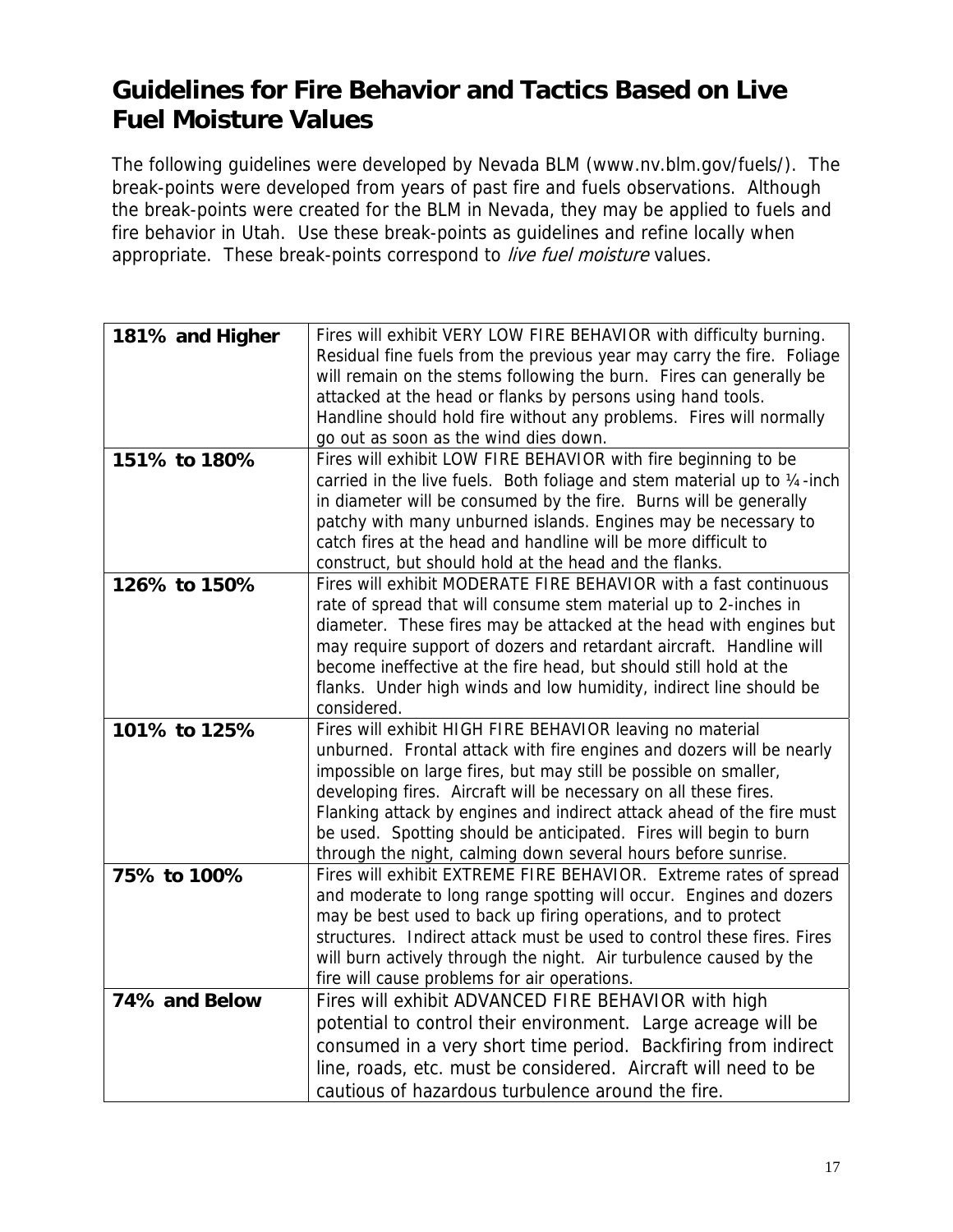# Guidelines for Fire Behavior and Tactics Based on Live Fuel Moisture Values

The following guidelines were developed by Nevada BLM (www.nv.blm.gov/fuels/). The break-points were developed from years of past fire and fuels observations. Although the break-points were created for the BLM in Nevada, they may be applied to fuels and fire behavior in Utah. Use these break-points as guidelines and refine locally when appropriate. These break-points correspond to *live fuel moisture* values.

| | |
|---|---|
| **181% and Higher** | Fires will exhibit VERY LOW FIRE BEHAVIOR with difficulty burning. Residual fine fuels from the previous year may carry the fire. Foliage will remain on the stems following the burn. Fires can generally be attacked at the head or flanks by persons using hand tools. Handline should hold fire without any problems. Fires will normally go out as soon as the wind dies down. |
| **151% to 180%** | Fires will exhibit LOW FIRE BEHAVIOR with fire beginning to be carried in the live fuels. Both foliage and stem material up to ¼-inch in diameter will be consumed by the fire. Burns will be generally patchy with many unburned islands. Engines may be necessary to catch fires at the head and handline will be more difficult to construct, but should hold at the head and the flanks. |
| **126% to 150%** | Fires will exhibit MODERATE FIRE BEHAVIOR with a fast continuous rate of spread that will consume stem material up to 2-inches in diameter. These fires may be attacked at the head with engines but may require support of dozers and retardant aircraft. Handline will become ineffective at the fire head, but should still hold at the flanks. Under high winds and low humidity, indirect line should be considered. |
| **101% to 125%** | Fires will exhibit HIGH FIRE BEHAVIOR leaving no material unburned. Frontal attack with fire engines and dozers will be nearly impossible on large fires, but may still be possible on smaller, developing fires. Aircraft will be necessary on all these fires. Flanking attack by engines and indirect attack ahead of the fire must be used. Spotting should be anticipated. Fires will begin to burn through the night, calming down several hours before sunrise. |
| **75% to 100%** | Fires will exhibit EXTREME FIRE BEHAVIOR. Extreme rates of spread and moderate to long range spotting will occur. Engines and dozers may be best used to back up firing operations, and to protect structures. Indirect attack must be used to control these fires. Fires will burn actively through the night. Air turbulence caused by the fire will cause problems for air operations. |
| **74% and Below** | Fires will exhibit ADVANCED FIRE BEHAVIOR with high potential to control their environment. Large acreage will be consumed in a very short time period. Backfiring from indirect line, roads, etc. must be considered. Aircraft will need to be cautious of hazardous turbulence around the fire. |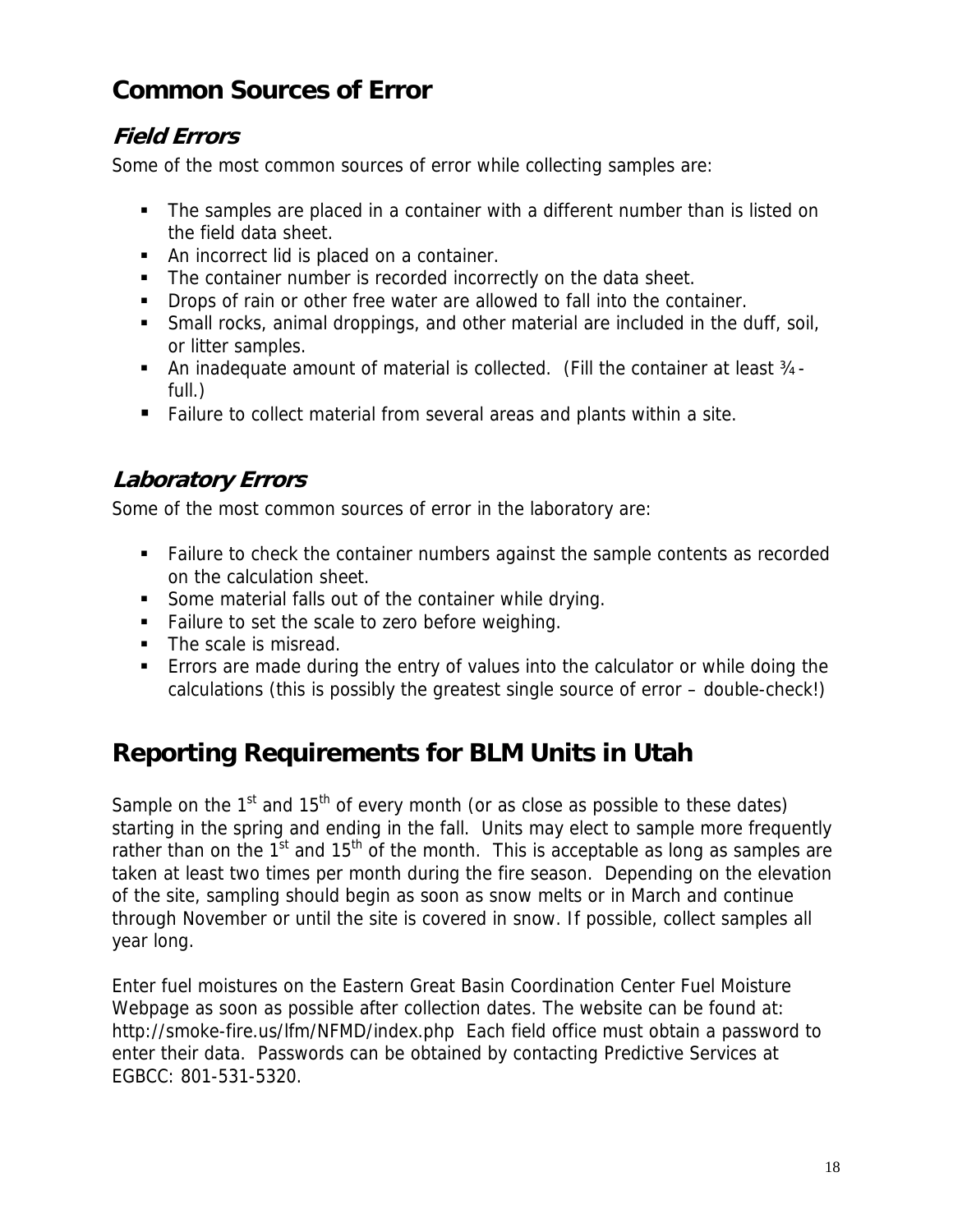## Common Sources of Error

### *Field Errors*

Some of the most common sources of error while collecting samples are:

- The samples are placed in a container with a different number than is listed on the field data sheet.
- An incorrect lid is placed on a container.
- The container number is recorded incorrectly on the data sheet.
- Drops of rain or other free water are allowed to fall into the container.
- Small rocks, animal droppings, and other material are included in the duff, soil, or litter samples.
- An inadequate amount of material is collected. (Fill the container at least ¾-full.)
- Failure to collect material from several areas and plants within a site.

### *Laboratory Errors*

Some of the most common sources of error in the laboratory are:

- Failure to check the container numbers against the sample contents as recorded on the calculation sheet.
- Some material falls out of the container while drying.
- Failure to set the scale to zero before weighing.
- The scale is misread.
- Errors are made during the entry of values into the calculator or while doing the calculations (this is possibly the greatest single source of error – double-check!)

## Reporting Requirements for BLM Units in Utah

Sample on the 1st and 15th of every month (or as close as possible to these dates) starting in the spring and ending in the fall. Units may elect to sample more frequently rather than on the 1st and 15th of the month. This is acceptable as long as samples are taken at least two times per month during the fire season. Depending on the elevation of the site, sampling should begin as soon as snow melts or in March and continue through November or until the site is covered in snow. If possible, collect samples all year long.

Enter fuel moistures on the Eastern Great Basin Coordination Center Fuel Moisture Webpage as soon as possible after collection dates. The website can be found at: http://smoke-fire.us/lfm/NFMD/index.php Each field office must obtain a password to enter their data. Passwords can be obtained by contacting Predictive Services at EGBCC: 801-531-5320.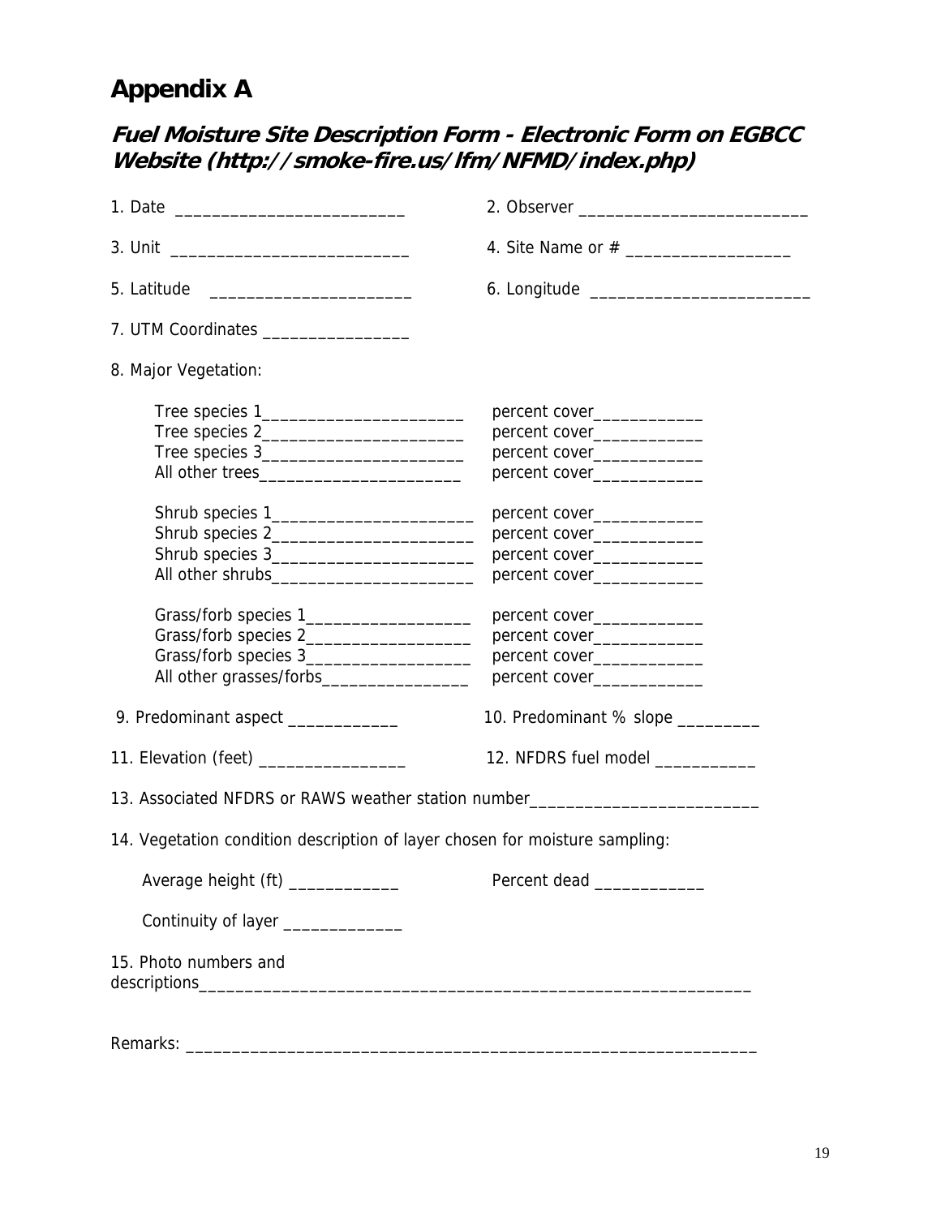# Appendix A

## *Fuel Moisture Site Description Form - Electronic Form on EGBCC Website (http://smoke-fire.us/lfm/NFMD/index.php)*

1. Date __________________________ 2. Observer __________________________

3. Unit __________________________ 4. Site Name or # __________________

5. Latitude ______________________ 6. Longitude ________________________

7. UTM Coordinates ________________

8. Major Vegetation:

Tree species 1______________________ percent cover____________
Tree species 2______________________ percent cover____________
Tree species 3______________________ percent cover____________
All other trees______________________ percent cover____________

Shrub species 1______________________ percent cover____________
Shrub species 2______________________ percent cover____________
Shrub species 3______________________ percent cover____________
All other shrubs______________________ percent cover____________

Grass/forb species 1__________________ percent cover____________
Grass/forb species 2__________________ percent cover____________
Grass/forb species 3__________________ percent cover____________
All other grasses/forbs________________ percent cover____________

9. Predominant aspect ____________ 10. Predominant % slope _________

11. Elevation (feet) ________________ 12. NFDRS fuel model ___________

13. Associated NFDRS or RAWS weather station number_________________________

14. Vegetation condition description of layer chosen for moisture sampling:

Average height (ft) ____________ Percent dead ____________

Continuity of layer _____________

15. Photo numbers and descriptions_______________________________________________________________

Remarks: _______________________________________________________________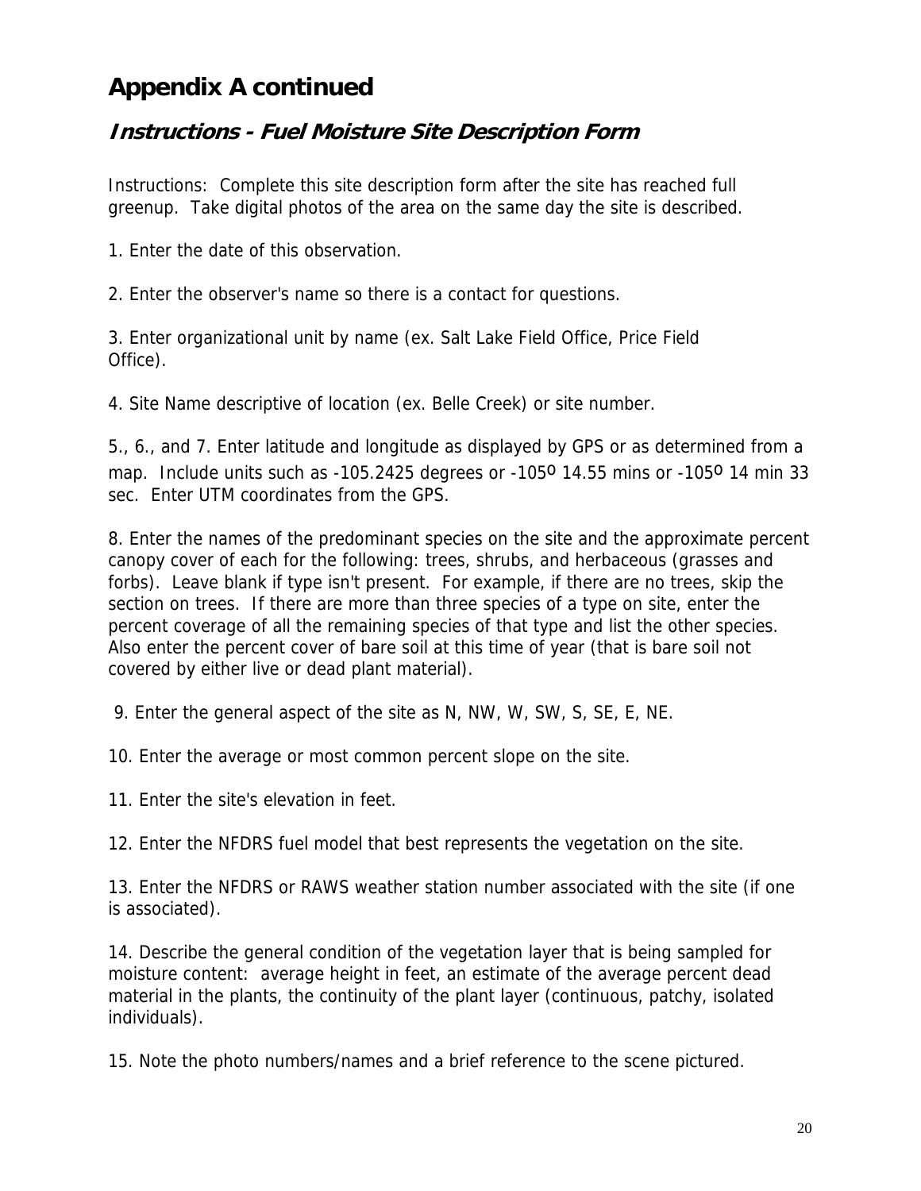# Appendix A continued

## *Instructions - Fuel Moisture Site Description Form*

Instructions: Complete this site description form after the site has reached full greenup. Take digital photos of the area on the same day the site is described.

1. Enter the date of this observation.

2. Enter the observer's name so there is a contact for questions.

3. Enter organizational unit by name (ex. Salt Lake Field Office, Price Field Office).

4. Site Name descriptive of location (ex. Belle Creek) or site number.

5., 6., and 7. Enter latitude and longitude as displayed by GPS or as determined from a map. Include units such as -105.2425 degrees or -105º 14.55 mins or -105º 14 min 33 sec. Enter UTM coordinates from the GPS.

8. Enter the names of the predominant species on the site and the approximate percent canopy cover of each for the following: trees, shrubs, and herbaceous (grasses and forbs). Leave blank if type isn't present. For example, if there are no trees, skip the section on trees. If there are more than three species of a type on site, enter the percent coverage of all the remaining species of that type and list the other species. Also enter the percent cover of bare soil at this time of year (that is bare soil not covered by either live or dead plant material).

9. Enter the general aspect of the site as N, NW, W, SW, S, SE, E, NE.

10. Enter the average or most common percent slope on the site.

11. Enter the site's elevation in feet.

12. Enter the NFDRS fuel model that best represents the vegetation on the site.

13. Enter the NFDRS or RAWS weather station number associated with the site (if one is associated).

14. Describe the general condition of the vegetation layer that is being sampled for moisture content: average height in feet, an estimate of the average percent dead material in the plants, the continuity of the plant layer (continuous, patchy, isolated individuals).

15. Note the photo numbers/names and a brief reference to the scene pictured.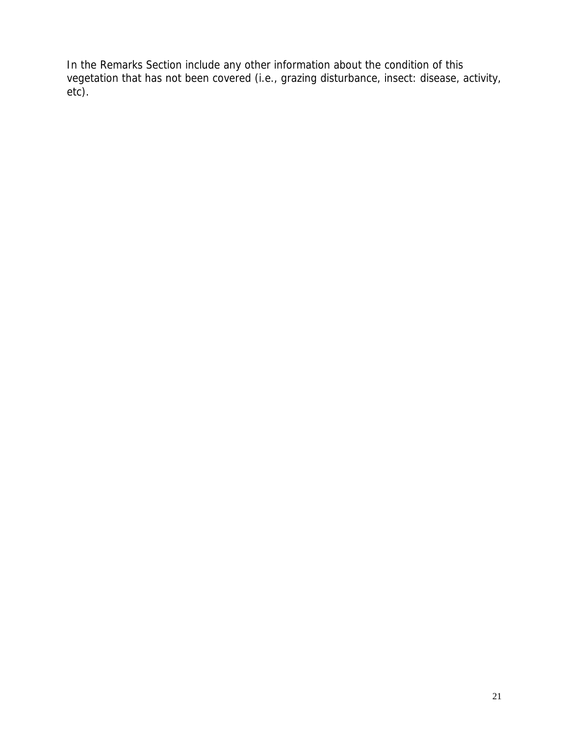In the Remarks Section include any other information about the condition of this vegetation that has not been covered (i.e., grazing disturbance, insect: disease, activity, etc).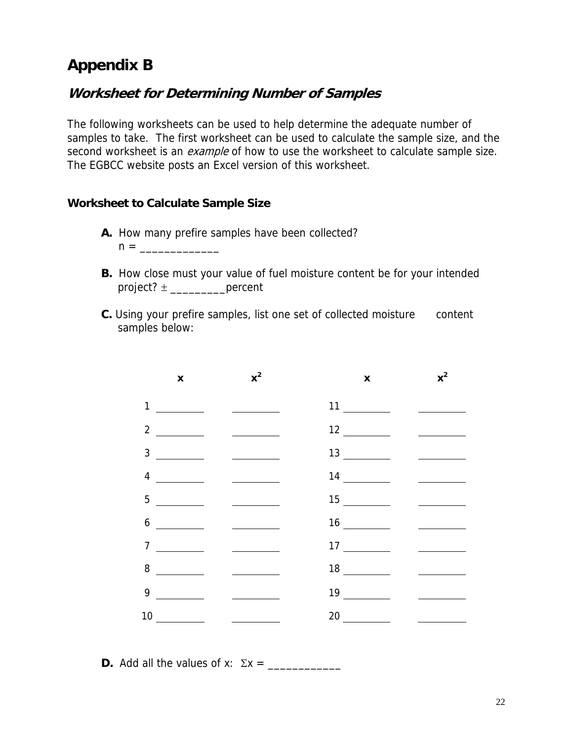# Appendix B

## *Worksheet for Determining Number of Samples*

The following worksheets can be used to help determine the adequate number of samples to take. The first worksheet can be used to calculate the sample size, and the second worksheet is an *example* of how to use the worksheet to calculate sample size. The EGBCC website posts an Excel version of this worksheet.

### Worksheet to Calculate Sample Size

**A.** How many prefire samples have been collected?
n = _____________

**B.** How close must your value of fuel moisture content be for your intended project? ± _________percent

**C.** Using your prefire samples, list one set of collected moisture content samples below:

|  | x | $x^2$ |  | x | $x^2$ |
|---|---|---|---|---|---|
| 1 | ________ | ________ | 11 | ________ | ________ |
| 2 | ________ | ________ | 12 | ________ | ________ |
| 3 | ________ | ________ | 13 | ________ | ________ |
| 4 | ________ | ________ | 14 | ________ | ________ |
| 5 | ________ | ________ | 15 | ________ | ________ |
| 6 | ________ | ________ | 16 | ________ | ________ |
| 7 | ________ | ________ | 17 | ________ | ________ |
| 8 | ________ | ________ | 18 | ________ | ________ |
| 9 | ________ | ________ | 19 | ________ | ________ |
| 10 | ________ | ________ | 20 | ________ | ________ |

**D.** Add all the values of x: $\Sigma x$ = ____________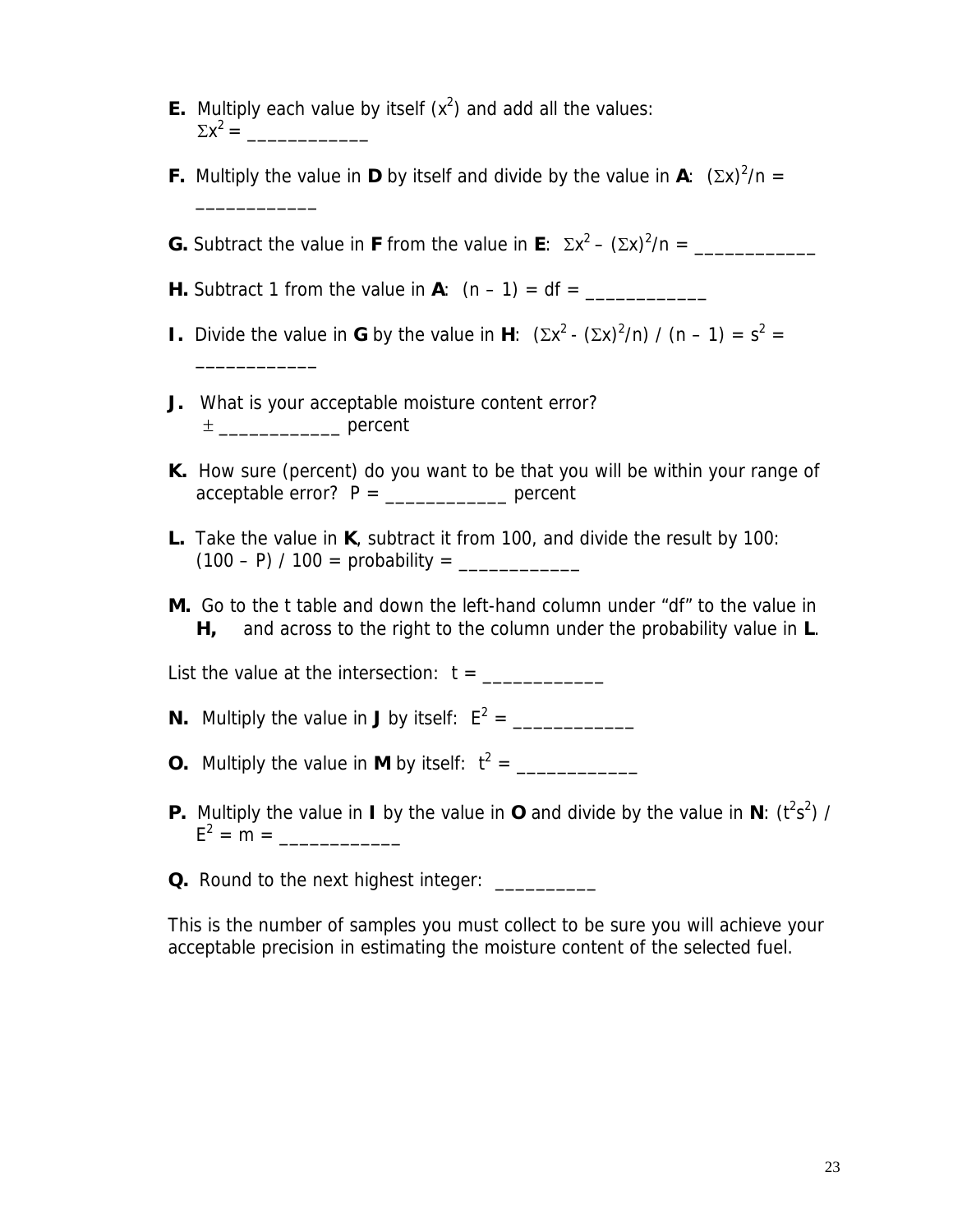**E.** Multiply each value by itself ($x^2$) and add all the values: $\Sigma x^2$ = ____________

**F.** Multiply the value in **D** by itself and divide by the value in **A**: $(\Sigma x)^2/n$ = ____________

**G.** Subtract the value in **F** from the value in **E**: $\Sigma x^2 - (\Sigma x)^2/n$ = ____________

**H.** Subtract 1 from the value in **A**: $(n - 1) = df$ = ____________

**I.** Divide the value in **G** by the value in **H**: $(\Sigma x^2 - (\Sigma x)^2/n) / (n - 1) = s^2$ = ____________

**J.** What is your acceptable moisture content error? ± ____________ percent

**K.** How sure (percent) do you want to be that you will be within your range of acceptable error? P = ____________ percent

**L.** Take the value in **K**, subtract it from 100, and divide the result by 100: $(100 - P) / 100$ = probability = ____________

**M.** Go to the t table and down the left-hand column under "df" to the value in **H,** and across to the right to the column under the probability value in **L**.

List the value at the intersection: t = ____________

**N.** Multiply the value in **J** by itself: $E^2$ = ____________

**O.** Multiply the value in **M** by itself: $t^2$ = ____________

**P.** Multiply the value in **I** by the value in **O** and divide by the value in **N**: $(t^2s^2) / E^2 = m$ = ____________

**Q.** Round to the next highest integer: __________

This is the number of samples you must collect to be sure you will achieve your acceptable precision in estimating the moisture content of the selected fuel.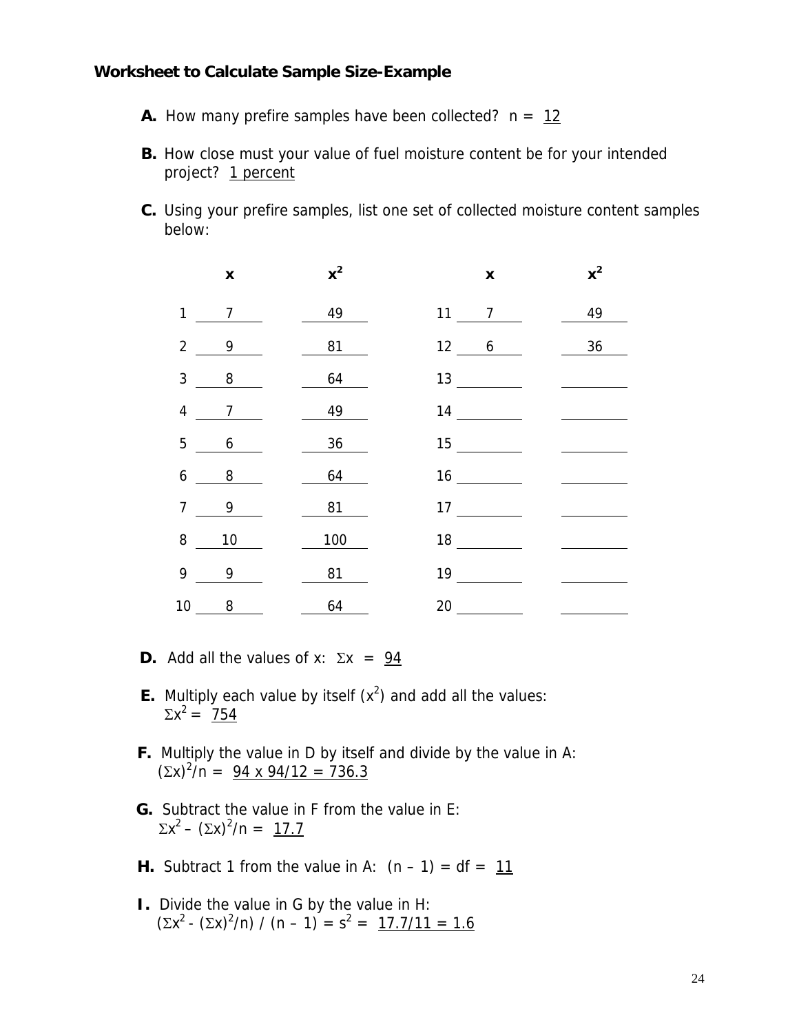### Worksheet to Calculate Sample Size-Example

**A.** How many prefire samples have been collected? n = 12

**B.** How close must your value of fuel moisture content be for your intended project? 1 percent

**C.** Using your prefire samples, list one set of collected moisture content samples below:

| | x | $x^2$ | | x | $x^2$ |
|---|---|---|---|---|---|
| 1 | 7 | 49 | 11 | 7 | 49 |
| 2 | 9 | 81 | 12 | 6 | 36 |
| 3 | 8 | 64 | 13 | | |
| 4 | 7 | 49 | 14 | | |
| 5 | 6 | 36 | 15 | | |
| 6 | 8 | 64 | 16 | | |
| 7 | 9 | 81 | 17 | | |
| 8 | 10 | 100 | 18 | | |
| 9 | 9 | 81 | 19 | | |
| 10 | 8 | 64 | 20 | | |

**D.** Add all the values of x: $\Sigma x$ = 94

**E.** Multiply each value by itself ($x^2$) and add all the values:
$\Sigma x^2$ = 754

**F.** Multiply the value in D by itself and divide by the value in A:
$(\Sigma x)^2/n$ = 94 x 94/12 = 736.3

**G.** Subtract the value in F from the value in E:
$\Sigma x^2 - (\Sigma x)^2/n$ = 17.7

**H.** Subtract 1 from the value in A: $(n - 1)$ = df = 11

**I.** Divide the value in G by the value in H:
$(\Sigma x^2 - (\Sigma x)^2/n) / (n - 1) = s^2$ = 17.7/11 = 1.6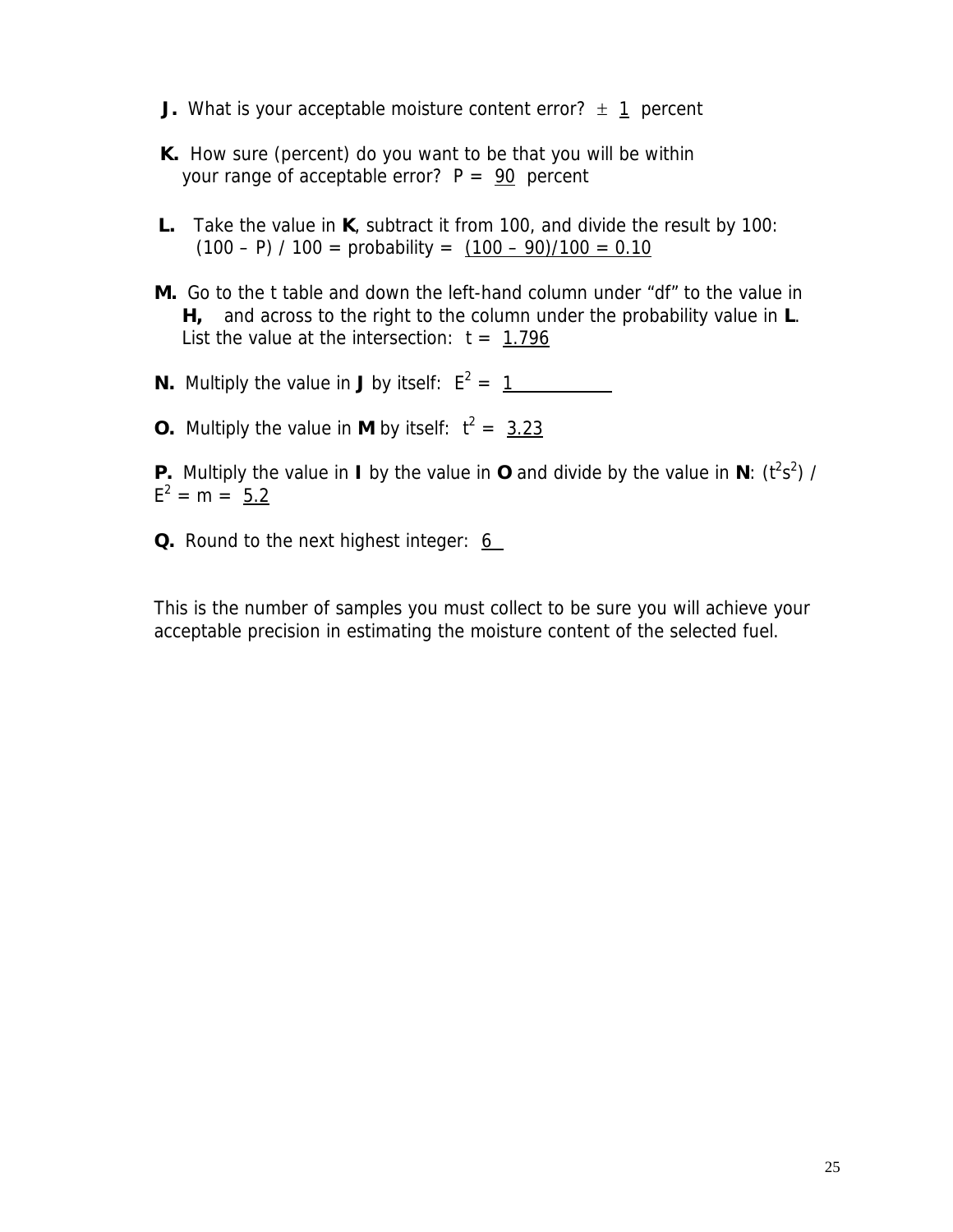**J.** What is your acceptable moisture content error? ± 1 percent

**K.** How sure (percent) do you want to be that you will be within your range of acceptable error? P = 90 percent

**L.** Take the value in **K**, subtract it from 100, and divide the result by 100: (100 – P) / 100 = probability = (100 – 90)/100 = 0.10

**M.** Go to the t table and down the left-hand column under "df" to the value in **H,** and across to the right to the column under the probability value in **L**. List the value at the intersection: t = 1.796

**N.** Multiply the value in **J** by itself: $E^2$ = 1

**O.** Multiply the value in **M** by itself: $t^2$ = 3.23

**P.** Multiply the value in **I** by the value in **O** and divide by the value in **N**: $(t^2s^2) / E^2 = m =$ 5.2

**Q.** Round to the next highest integer: 6

This is the number of samples you must collect to be sure you will achieve your acceptable precision in estimating the moisture content of the selected fuel.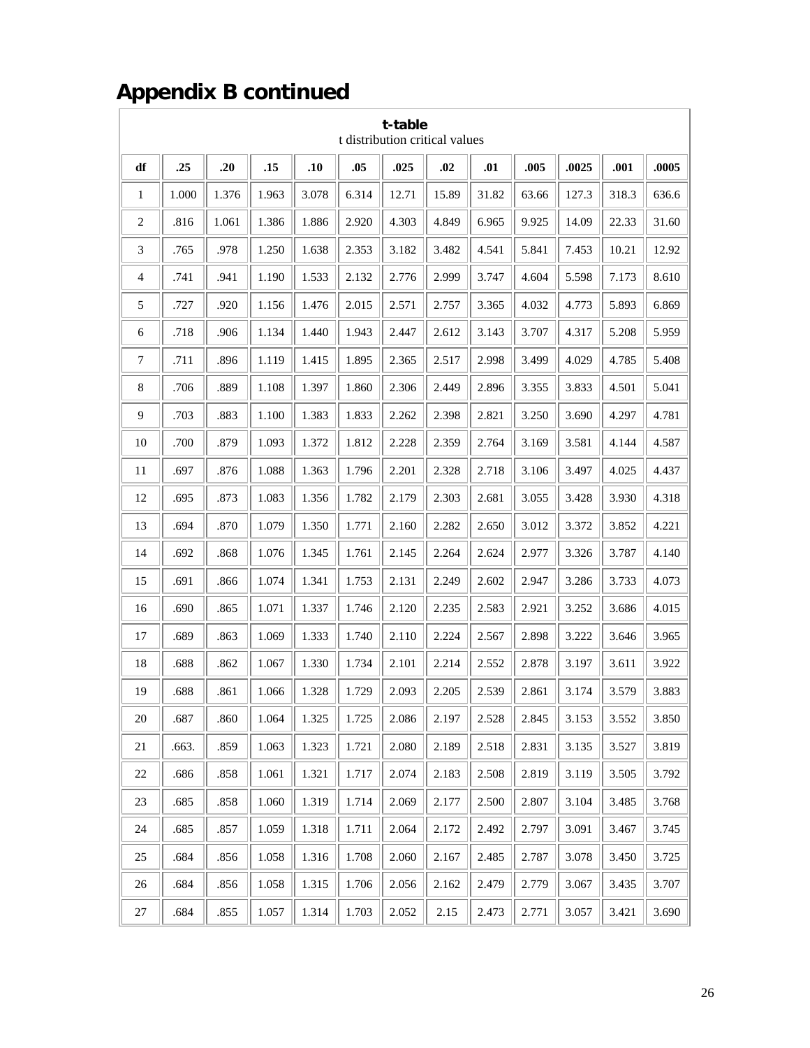# Appendix B continued

**t-table**
t distribution critical values

| df | .25 | .20 | .15 | .10 | .05 | .025 | .02 | .01 | .005 | .0025 | .001 | .0005 |
|---|---|---|---|---|---|---|---|---|---|---|---|---|
| 1 | 1.000 | 1.376 | 1.963 | 3.078 | 6.314 | 12.71 | 15.89 | 31.82 | 63.66 | 127.3 | 318.3 | 636.6 |
| 2 | .816 | 1.061 | 1.386 | 1.886 | 2.920 | 4.303 | 4.849 | 6.965 | 9.925 | 14.09 | 22.33 | 31.60 |
| 3 | .765 | .978 | 1.250 | 1.638 | 2.353 | 3.182 | 3.482 | 4.541 | 5.841 | 7.453 | 10.21 | 12.92 |
| 4 | .741 | .941 | 1.190 | 1.533 | 2.132 | 2.776 | 2.999 | 3.747 | 4.604 | 5.598 | 7.173 | 8.610 |
| 5 | .727 | .920 | 1.156 | 1.476 | 2.015 | 2.571 | 2.757 | 3.365 | 4.032 | 4.773 | 5.893 | 6.869 |
| 6 | .718 | .906 | 1.134 | 1.440 | 1.943 | 2.447 | 2.612 | 3.143 | 3.707 | 4.317 | 5.208 | 5.959 |
| 7 | .711 | .896 | 1.119 | 1.415 | 1.895 | 2.365 | 2.517 | 2.998 | 3.499 | 4.029 | 4.785 | 5.408 |
| 8 | .706 | .889 | 1.108 | 1.397 | 1.860 | 2.306 | 2.449 | 2.896 | 3.355 | 3.833 | 4.501 | 5.041 |
| 9 | .703 | .883 | 1.100 | 1.383 | 1.833 | 2.262 | 2.398 | 2.821 | 3.250 | 3.690 | 4.297 | 4.781 |
| 10 | .700 | .879 | 1.093 | 1.372 | 1.812 | 2.228 | 2.359 | 2.764 | 3.169 | 3.581 | 4.144 | 4.587 |
| 11 | .697 | .876 | 1.088 | 1.363 | 1.796 | 2.201 | 2.328 | 2.718 | 3.106 | 3.497 | 4.025 | 4.437 |
| 12 | .695 | .873 | 1.083 | 1.356 | 1.782 | 2.179 | 2.303 | 2.681 | 3.055 | 3.428 | 3.930 | 4.318 |
| 13 | .694 | .870 | 1.079 | 1.350 | 1.771 | 2.160 | 2.282 | 2.650 | 3.012 | 3.372 | 3.852 | 4.221 |
| 14 | .692 | .868 | 1.076 | 1.345 | 1.761 | 2.145 | 2.264 | 2.624 | 2.977 | 3.326 | 3.787 | 4.140 |
| 15 | .691 | .866 | 1.074 | 1.341 | 1.753 | 2.131 | 2.249 | 2.602 | 2.947 | 3.286 | 3.733 | 4.073 |
| 16 | .690 | .865 | 1.071 | 1.337 | 1.746 | 2.120 | 2.235 | 2.583 | 2.921 | 3.252 | 3.686 | 4.015 |
| 17 | .689 | .863 | 1.069 | 1.333 | 1.740 | 2.110 | 2.224 | 2.567 | 2.898 | 3.222 | 3.646 | 3.965 |
| 18 | .688 | .862 | 1.067 | 1.330 | 1.734 | 2.101 | 2.214 | 2.552 | 2.878 | 3.197 | 3.611 | 3.922 |
| 19 | .688 | .861 | 1.066 | 1.328 | 1.729 | 2.093 | 2.205 | 2.539 | 2.861 | 3.174 | 3.579 | 3.883 |
| 20 | .687 | .860 | 1.064 | 1.325 | 1.725 | 2.086 | 2.197 | 2.528 | 2.845 | 3.153 | 3.552 | 3.850 |
| 21 | .663. | .859 | 1.063 | 1.323 | 1.721 | 2.080 | 2.189 | 2.518 | 2.831 | 3.135 | 3.527 | 3.819 |
| 22 | .686 | .858 | 1.061 | 1.321 | 1.717 | 2.074 | 2.183 | 2.508 | 2.819 | 3.119 | 3.505 | 3.792 |
| 23 | .685 | .858 | 1.060 | 1.319 | 1.714 | 2.069 | 2.177 | 2.500 | 2.807 | 3.104 | 3.485 | 3.768 |
| 24 | .685 | .857 | 1.059 | 1.318 | 1.711 | 2.064 | 2.172 | 2.492 | 2.797 | 3.091 | 3.467 | 3.745 |
| 25 | .684 | .856 | 1.058 | 1.316 | 1.708 | 2.060 | 2.167 | 2.485 | 2.787 | 3.078 | 3.450 | 3.725 |
| 26 | .684 | .856 | 1.058 | 1.315 | 1.706 | 2.056 | 2.162 | 2.479 | 2.779 | 3.067 | 3.435 | 3.707 |
| 27 | .684 | .855 | 1.057 | 1.314 | 1.703 | 2.052 | 2.15 | 2.473 | 2.771 | 3.057 | 3.421 | 3.690 |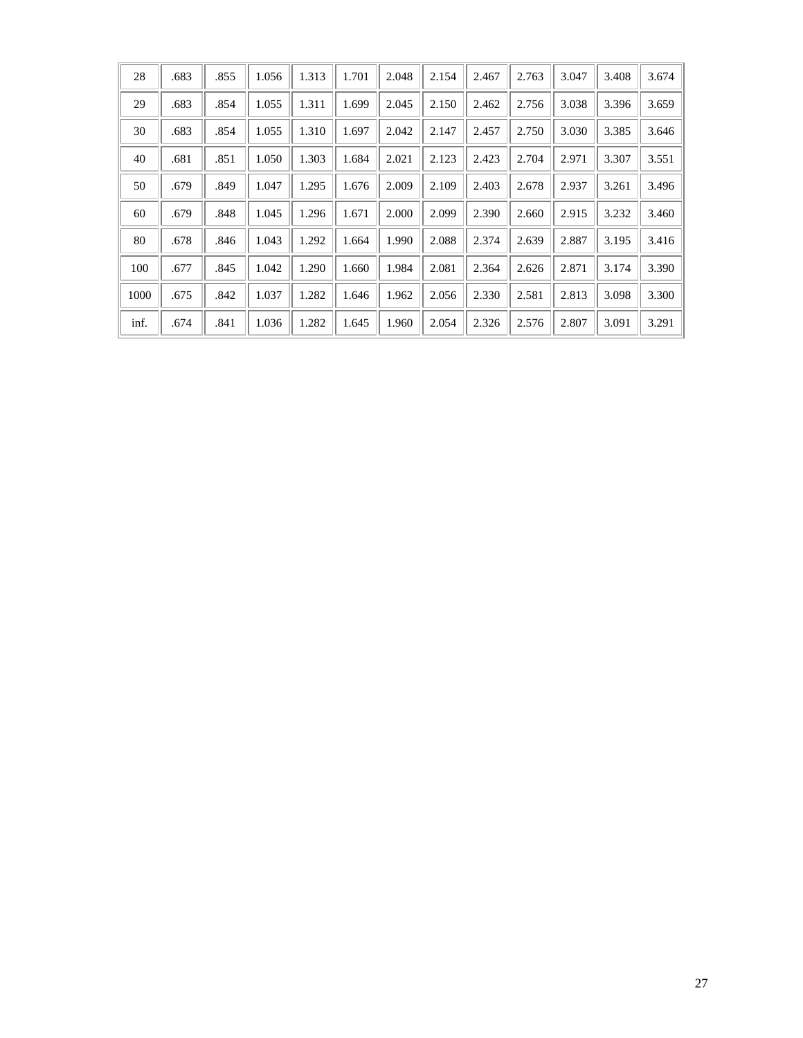| 28 | .683 | .855 | 1.056 | 1.313 | 1.701 | 2.048 | 2.154 | 2.467 | 2.763 | 3.047 | 3.408 | 3.674 |
|---|---|---|---|---|---|---|---|---|---|---|---|---|
| 29 | .683 | .854 | 1.055 | 1.311 | 1.699 | 2.045 | 2.150 | 2.462 | 2.756 | 3.038 | 3.396 | 3.659 |
| 30 | .683 | .854 | 1.055 | 1.310 | 1.697 | 2.042 | 2.147 | 2.457 | 2.750 | 3.030 | 3.385 | 3.646 |
| 40 | .681 | .851 | 1.050 | 1.303 | 1.684 | 2.021 | 2.123 | 2.423 | 2.704 | 2.971 | 3.307 | 3.551 |
| 50 | .679 | .849 | 1.047 | 1.295 | 1.676 | 2.009 | 2.109 | 2.403 | 2.678 | 2.937 | 3.261 | 3.496 |
| 60 | .679 | .848 | 1.045 | 1.296 | 1.671 | 2.000 | 2.099 | 2.390 | 2.660 | 2.915 | 3.232 | 3.460 |
| 80 | .678 | .846 | 1.043 | 1.292 | 1.664 | 1.990 | 2.088 | 2.374 | 2.639 | 2.887 | 3.195 | 3.416 |
| 100 | .677 | .845 | 1.042 | 1.290 | 1.660 | 1.984 | 2.081 | 2.364 | 2.626 | 2.871 | 3.174 | 3.390 |
| 1000 | .675 | .842 | 1.037 | 1.282 | 1.646 | 1.962 | 2.056 | 2.330 | 2.581 | 2.813 | 3.098 | 3.300 |
| inf. | .674 | .841 | 1.036 | 1.282 | 1.645 | 1.960 | 2.054 | 2.326 | 2.576 | 2.807 | 3.091 | 3.291 |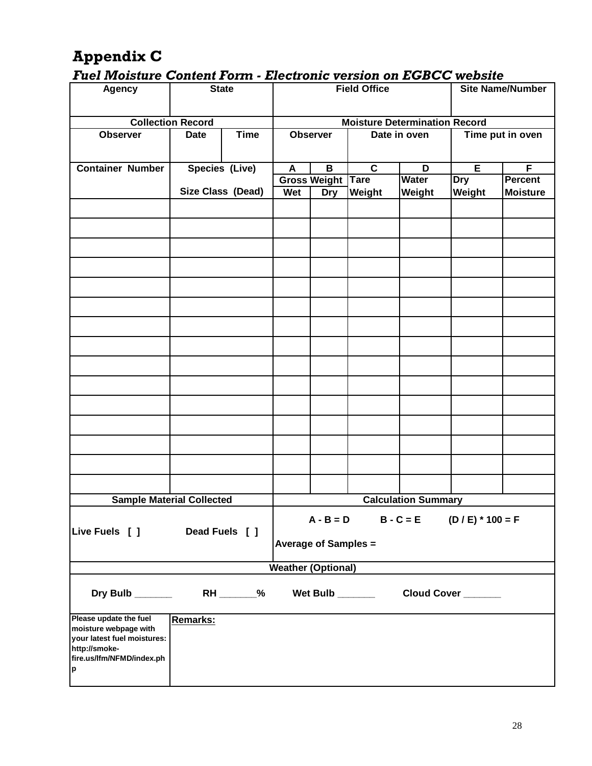# Appendix C

***Fuel Moisture Content Form - Electronic version on EGBCC website***

| Agency | State | | Field Office | | | | Site Name/Number | |
|---|---|---|---|---|---|---|---|---|
| | | | | | | | | |
| **Collection Record** | | | **Moisture Determination Record** | | | | | |
| **Observer** | **Date** | **Time** | **Observer** | | **Date in oven** | | **Time put in oven** | |
| | | | | | | | | |
| **Container Number** | **Species (Live)** | | **A** | **B** | **C** | **D** | **E** | **F** |
| | **Size Class (Dead)** | | **Gross Weight Wet** | **Gross Weight Dry** | **Tare Weight** | **Water Weight** | **Dry Weight** | **Percent Moisture** |
| | | | | | | | | |
| | | | | | | | | |
| | | | | | | | | |
| | | | | | | | | |
| | | | | | | | | |
| | | | | | | | | |
| | | | | | | | | |
| | | | | | | | | |
| | | | | | | | | |
| | | | | | | | | |
| | | | | | | | | |
| | | | | | | | | |
| | | | | | | | | |
| | | | | | | | | |
| | | | | | | | | |

| Sample Material Collected | Calculation Summary |
|---|---|
| Live Fuels [ ]     Dead Fuels [ ] | A - B = D     B - C = E     (D / E) * 100 = F<br><br>Average of Samples = |

**Weather (Optional)**

Dry Bulb _______     RH _______%     Wet Bulb _______     Cloud Cover _______

| Please update the fuel moisture webpage with your latest fuel moistures: http://smoke-fire.us/lfm/NFMD/index.php | Remarks: |
|---|---|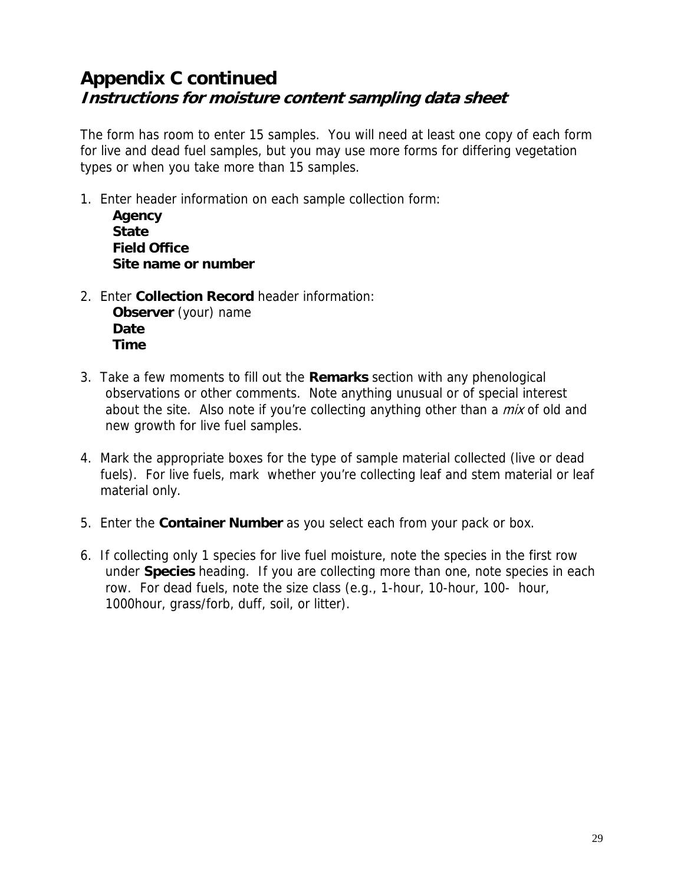# Appendix C continued

## *Instructions for moisture content sampling data sheet*

The form has room to enter 15 samples. You will need at least one copy of each form for live and dead fuel samples, but you may use more forms for differing vegetation types or when you take more than 15 samples.

1. Enter header information on each sample collection form:
   **Agency**
   **State**
   **Field Office**
   **Site name or number**

2. Enter **Collection Record** header information:
   **Observer** (your) name
   **Date**
   **Time**

3. Take a few moments to fill out the **Remarks** section with any phenological observations or other comments. Note anything unusual or of special interest about the site. Also note if you're collecting anything other than a *mix* of old and new growth for live fuel samples.

4. Mark the appropriate boxes for the type of sample material collected (live or dead fuels). For live fuels, mark whether you're collecting leaf and stem material or leaf material only.

5. Enter the **Container Number** as you select each from your pack or box.

6. If collecting only 1 species for live fuel moisture, note the species in the first row under **Species** heading. If you are collecting more than one, note species in each row. For dead fuels, note the size class (e.g., 1-hour, 10-hour, 100- hour, 1000hour, grass/forb, duff, soil, or litter).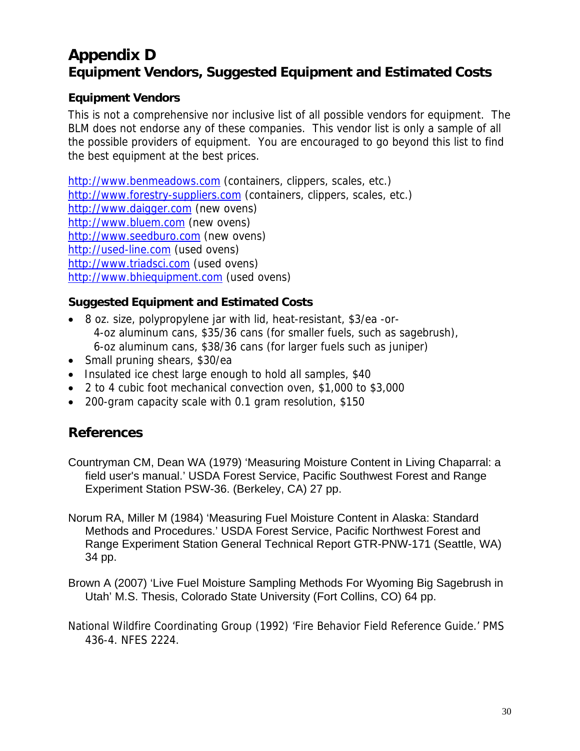# Appendix D
## Equipment Vendors, Suggested Equipment and Estimated Costs

### Equipment Vendors

This is not a comprehensive nor inclusive list of all possible vendors for equipment. The BLM does not endorse any of these companies. This vendor list is only a sample of all the possible providers of equipment. You are encouraged to go beyond this list to find the best equipment at the best prices.

http://www.benmeadows.com (containers, clippers, scales, etc.)
http://www.forestry-suppliers.com (containers, clippers, scales, etc.)
http://www.daigger.com (new ovens)
http://www.bluem.com (new ovens)
http://www.seedburo.com (new ovens)
http://used-line.com (used ovens)
http://www.triadsci.com (used ovens)
http://www.bhiequipment.com (used ovens)

### Suggested Equipment and Estimated Costs

- 8 oz. size, polypropylene jar with lid, heat-resistant, $3/ea -or-
  4-oz aluminum cans, $35/36 cans (for smaller fuels, such as sagebrush),
  6-oz aluminum cans, $38/36 cans (for larger fuels such as juniper)
- Small pruning shears, $30/ea
- Insulated ice chest large enough to hold all samples, $40
- 2 to 4 cubic foot mechanical convection oven, $1,000 to $3,000
- 200-gram capacity scale with 0.1 gram resolution, $150

## References

Countryman CM, Dean WA (1979) 'Measuring Moisture Content in Living Chaparral: a field user's manual.' USDA Forest Service, Pacific Southwest Forest and Range Experiment Station PSW-36. (Berkeley, CA) 27 pp.

Norum RA, Miller M (1984) 'Measuring Fuel Moisture Content in Alaska: Standard Methods and Procedures.' USDA Forest Service, Pacific Northwest Forest and Range Experiment Station General Technical Report GTR-PNW-171 (Seattle, WA) 34 pp.

Brown A (2007) 'Live Fuel Moisture Sampling Methods For Wyoming Big Sagebrush in Utah' M.S. Thesis, Colorado State University (Fort Collins, CO) 64 pp.

National Wildfire Coordinating Group (1992) 'Fire Behavior Field Reference Guide.' PMS 436-4. NFES 2224.